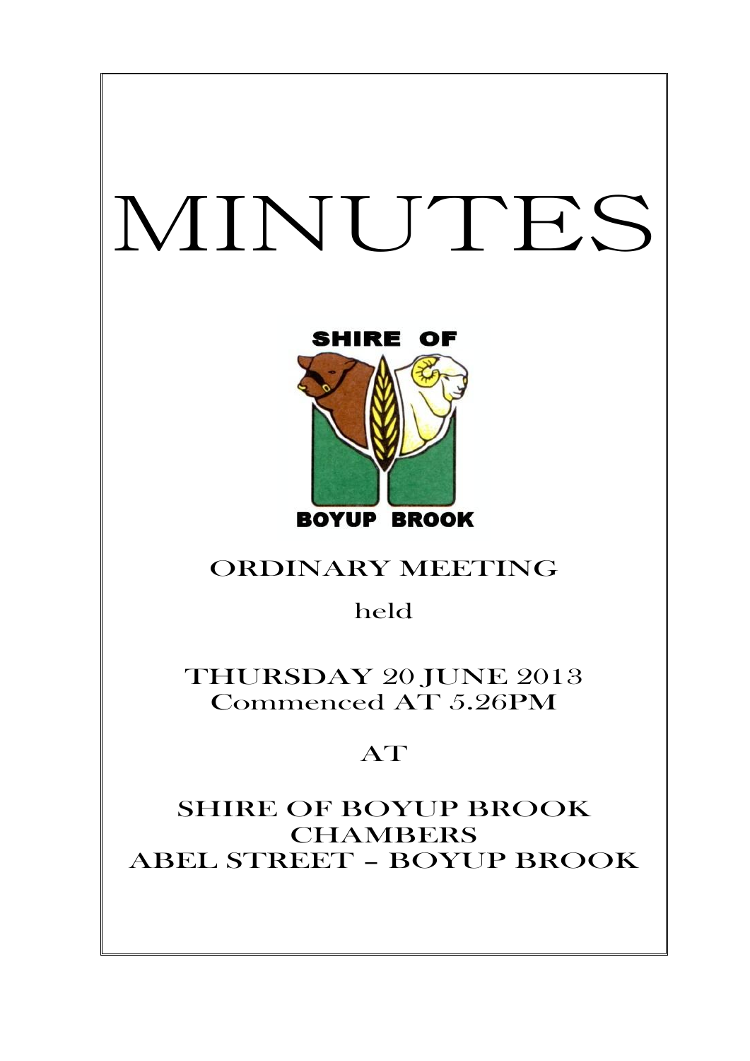# MINUTES

SHIRE OF

BOYUP BROOK

## ORDINARY MEETING

held

## THURSDAY 20 JUNE 2013
## Commenced AT 5.26PM

## AT

## SHIRE OF BOYUP BROOK CHAMBERS
## ABEL STREET – BOYUP BROOK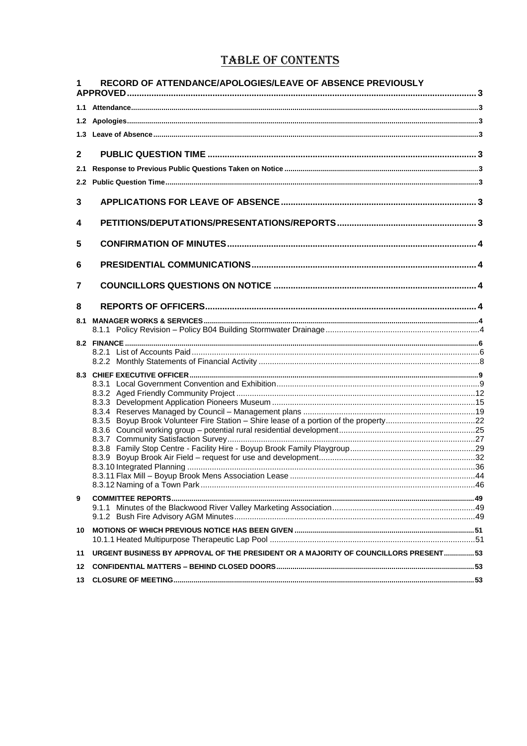# TABLE OF CONTENTS

**1 RECORD OF ATTENDANCE/APOLOGIES/LEAVE OF ABSENCE PREVIOUSLY APPROVED** ........ 3

**1.1 Attendance** ........ 3

**1.2 Apologies** ........ 3

**1.3 Leave of Absence** ........ 3

**2 PUBLIC QUESTION TIME** ........ 3

**2.1 Response to Previous Public Questions Taken on Notice** ........ 3

**2.2 Public Question Time** ........ 3

**3 APPLICATIONS FOR LEAVE OF ABSENCE** ........ 3

**4 PETITIONS/DEPUTATIONS/PRESENTATIONS/REPORTS** ........ 3

**5 CONFIRMATION OF MINUTES** ........ 4

**6 PRESIDENTIAL COMMUNICATIONS** ........ 4

**7 COUNCILLORS QUESTIONS ON NOTICE** ........ 4

**8 REPORTS OF OFFICERS** ........ 4

**8.1 MANAGER WORKS & SERVICES** ........ 4

- 8.1.1 Policy Revision – Policy B04 Building Stormwater Drainage ........ 4

**8.2 FINANCE** ........ 6

- 8.2.1 List of Accounts Paid ........ 6
- 8.2.2 Monthly Statements of Financial Activity ........ 8

**8.3 CHIEF EXECUTIVE OFFICER** ........ 9

- 8.3.1 Local Government Convention and Exhibition ........ 9
- 8.3.2 Aged Friendly Community Project ........ 12
- 8.3.3 Development Application Pioneers Museum ........ 15
- 8.3.4 Reserves Managed by Council – Management plans ........ 19
- 8.3.5 Boyup Brook Volunteer Fire Station – Shire lease of a portion of the property ........ 22
- 8.3.6 Council working group – potential rural residential development ........ 25
- 8.3.7 Community Satisfaction Survey ........ 27
- 8.3.8 Family Stop Centre - Facility Hire - Boyup Brook Family Playgroup ........ 29
- 8.3.9 Boyup Brook Air Field – request for use and development ........ 32
- 8.3.10 Integrated Planning ........ 36
- 8.3.11 Flax Mill – Boyup Brook Mens Association Lease ........ 44
- 8.3.12 Naming of a Town Park ........ 46

**9 COMMITTEE REPORTS** ........ 49

- 9.1.1 Minutes of the Blackwood River Valley Marketing Association ........ 49
- 9.1.2 Bush Fire Advisory AGM Minutes ........ 49

**10 MOTIONS OF WHICH PREVIOUS NOTICE HAS BEEN GIVEN** ........ 51

- 10.1.1 Heated Multipurpose Therapeutic Lap Pool ........ 51

**11 URGENT BUSINESS BY APPROVAL OF THE PRESIDENT OR A MAJORITY OF COUNCILLORS PRESENT** ........ 53

**12 CONFIDENTIAL MATTERS – BEHIND CLOSED DOORS** ........ 53

**13 CLOSURE OF MEETING** ........ 53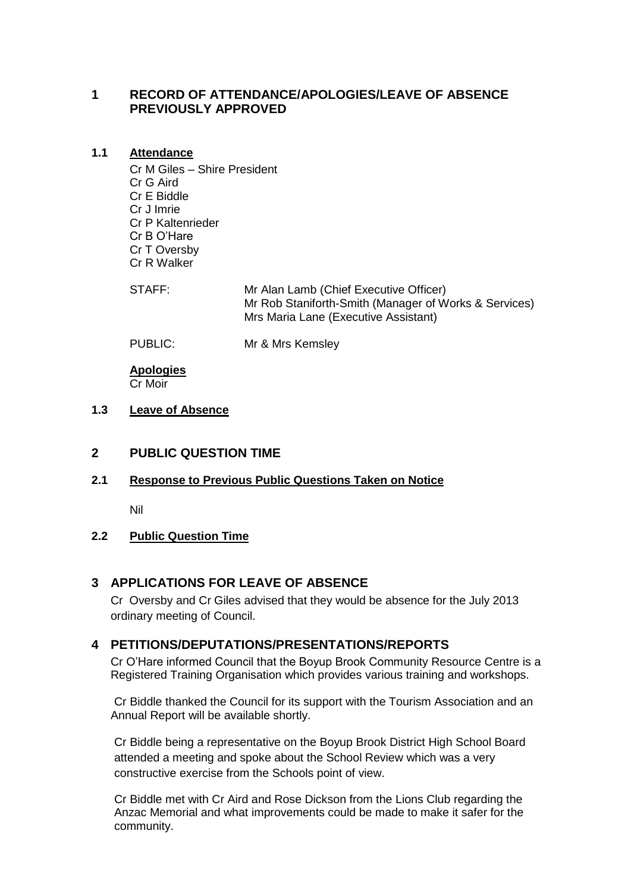## 1 RECORD OF ATTENDANCE/APOLOGIES/LEAVE OF ABSENCE PREVIOUSLY APPROVED

### 1.1 Attendance

Cr M Giles – Shire President
Cr G Aird
Cr E Biddle
Cr J Imrie
Cr P Kaltenrieder
Cr B O'Hare
Cr T Oversby
Cr R Walker

STAFF: Mr Alan Lamb (Chief Executive Officer)
Mr Rob Staniforth-Smith (Manager of Works & Services)
Mrs Maria Lane (Executive Assistant)

PUBLIC: Mr & Mrs Kemsley

**Apologies**
Cr Moir

### 1.3 Leave of Absence

## 2 PUBLIC QUESTION TIME

### 2.1 Response to Previous Public Questions Taken on Notice

Nil

### 2.2 Public Question Time

## 3 APPLICATIONS FOR LEAVE OF ABSENCE

Cr Oversby and Cr Giles advised that they would be absence for the July 2013 ordinary meeting of Council.

## 4 PETITIONS/DEPUTATIONS/PRESENTATIONS/REPORTS

Cr O'Hare informed Council that the Boyup Brook Community Resource Centre is a Registered Training Organisation which provides various training and workshops.

Cr Biddle thanked the Council for its support with the Tourism Association and an Annual Report will be available shortly.

Cr Biddle being a representative on the Boyup Brook District High School Board attended a meeting and spoke about the School Review which was a very constructive exercise from the Schools point of view.

Cr Biddle met with Cr Aird and Rose Dickson from the Lions Club regarding the Anzac Memorial and what improvements could be made to make it safer for the community.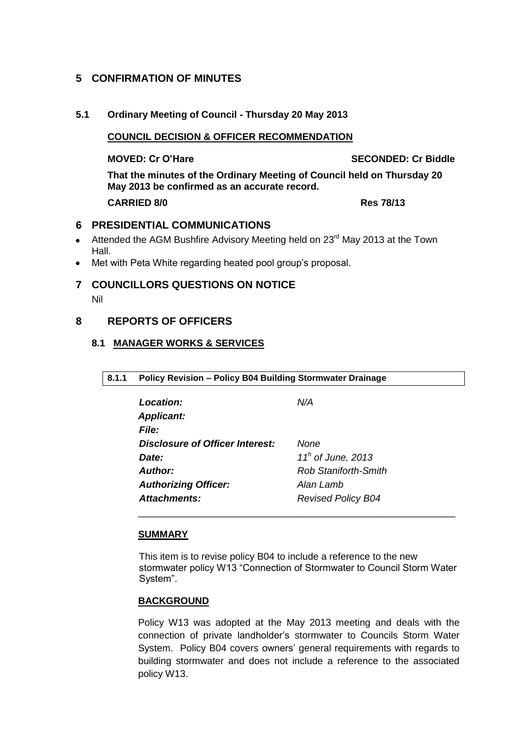# 5 CONFIRMATION OF MINUTES

## 5.1 Ordinary Meeting of Council - Thursday 20 May 2013

**COUNCIL DECISION & OFFICER RECOMMENDATION**

**MOVED: Cr O'Hare SECONDED: Cr Biddle**

**That the minutes of the Ordinary Meeting of Council held on Thursday 20 May 2013 be confirmed as an accurate record.**

**CARRIED 8/0 Res 78/13**

# 6 PRESIDENTIAL COMMUNICATIONS

- Attended the AGM Bushfire Advisory Meeting held on 23rd May 2013 at the Town Hall.
- Met with Peta White regarding heated pool group's proposal.

# 7 COUNCILLORS QUESTIONS ON NOTICE

Nil

# 8 REPORTS OF OFFICERS

## 8.1 MANAGER WORKS & SERVICES

**8.1.1 Policy Revision – Policy B04 Building Stormwater Drainage**

| | |
|---|---|
| ***Location:*** | *N/A* |
| ***Applicant:*** | |
| ***File:*** | |
| ***Disclosure of Officer Interest:*** | *None* |
| ***Date:*** | *11h of June, 2013* |
| ***Author:*** | *Rob Staniforth-Smith* |
| ***Authorizing Officer:*** | *Alan Lamb* |
| ***Attachments:*** | *Revised Policy B04* |

**SUMMARY**

This item is to revise policy B04 to include a reference to the new stormwater policy W13 "Connection of Stormwater to Council Storm Water System".

**BACKGROUND**

Policy W13 was adopted at the May 2013 meeting and deals with the connection of private landholder's stormwater to Councils Storm Water System. Policy B04 covers owners' general requirements with regards to building stormwater and does not include a reference to the associated policy W13.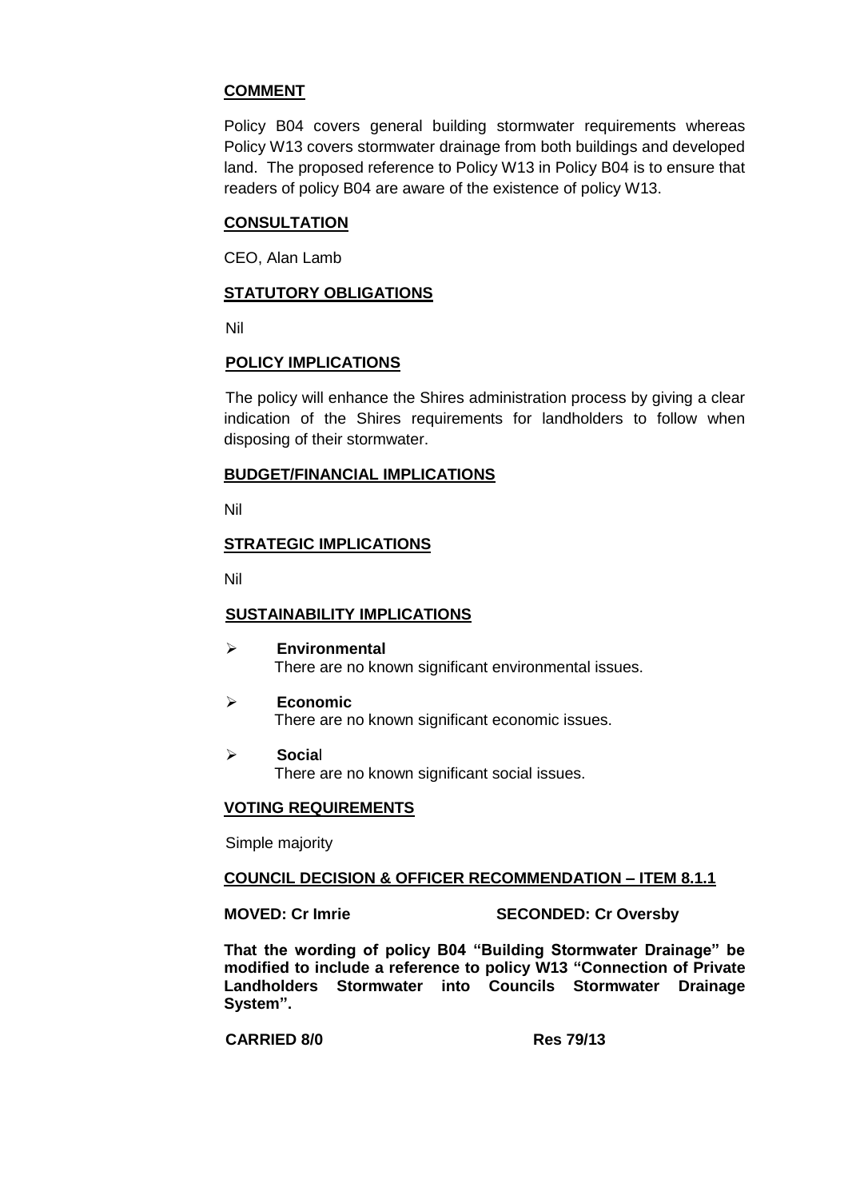**COMMENT**

Policy B04 covers general building stormwater requirements whereas Policy W13 covers stormwater drainage from both buildings and developed land. The proposed reference to Policy W13 in Policy B04 is to ensure that readers of policy B04 are aware of the existence of policy W13.

**CONSULTATION**

CEO, Alan Lamb

**STATUTORY OBLIGATIONS**

Nil

**POLICY IMPLICATIONS**

The policy will enhance the Shires administration process by giving a clear indication of the Shires requirements for landholders to follow when disposing of their stormwater.

**BUDGET/FINANCIAL IMPLICATIONS**

Nil

**STRATEGIC IMPLICATIONS**

Nil

**SUSTAINABILITY IMPLICATIONS**

- **Environmental**
  There are no known significant environmental issues.
- **Economic**
  There are no known significant economic issues.
- **Social**
  There are no known significant social issues.

**VOTING REQUIREMENTS**

Simple majority

**COUNCIL DECISION & OFFICER RECOMMENDATION – ITEM 8.1.1**

**MOVED: Cr Imrie** **SECONDED: Cr Oversby**

**That the wording of policy B04 "Building Stormwater Drainage" be modified to include a reference to policy W13 "Connection of Private Landholders Stormwater into Councils Stormwater Drainage System".**

**CARRIED 8/0** **Res 79/13**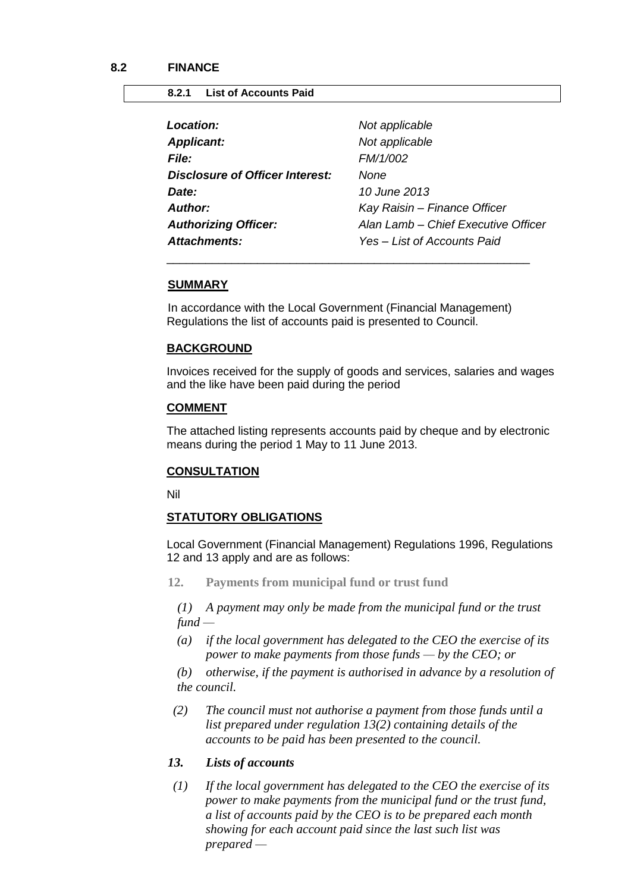## 8.2 FINANCE

### 8.2.1 List of Accounts Paid

| | |
|---|---|
| ***Location:*** | *Not applicable* |
| ***Applicant:*** | *Not applicable* |
| ***File:*** | *FM/1/002* |
| ***Disclosure of Officer Interest:*** | *None* |
| ***Date:*** | *10 June 2013* |
| ***Author:*** | *Kay Raisin – Finance Officer* |
| ***Authorizing Officer:*** | *Alan Lamb – Chief Executive Officer* |
| ***Attachments:*** | *Yes – List of Accounts Paid* |

---

**SUMMARY**

In accordance with the Local Government (Financial Management) Regulations the list of accounts paid is presented to Council.

**BACKGROUND**

Invoices received for the supply of goods and services, salaries and wages and the like have been paid during the period

**COMMENT**

The attached listing represents accounts paid by cheque and by electronic means during the period 1 May to 11 June 2013.

**CONSULTATION**

Nil

**STATUTORY OBLIGATIONS**

Local Government (Financial Management) Regulations 1996, Regulations 12 and 13 apply and are as follows:

**12. Payments from municipal fund or trust fund**

*(1) A payment may only be made from the municipal fund or the trust fund —*

*(a) if the local government has delegated to the CEO the exercise of its power to make payments from those funds — by the CEO; or*

*(b) otherwise, if the payment is authorised in advance by a resolution of the council.*

*(2) The council must not authorise a payment from those funds until a list prepared under regulation 13(2) containing details of the accounts to be paid has been presented to the council.*

***13. Lists of accounts***

*(1) If the local government has delegated to the CEO the exercise of its power to make payments from the municipal fund or the trust fund, a list of accounts paid by the CEO is to be prepared each month showing for each account paid since the last such list was prepared —*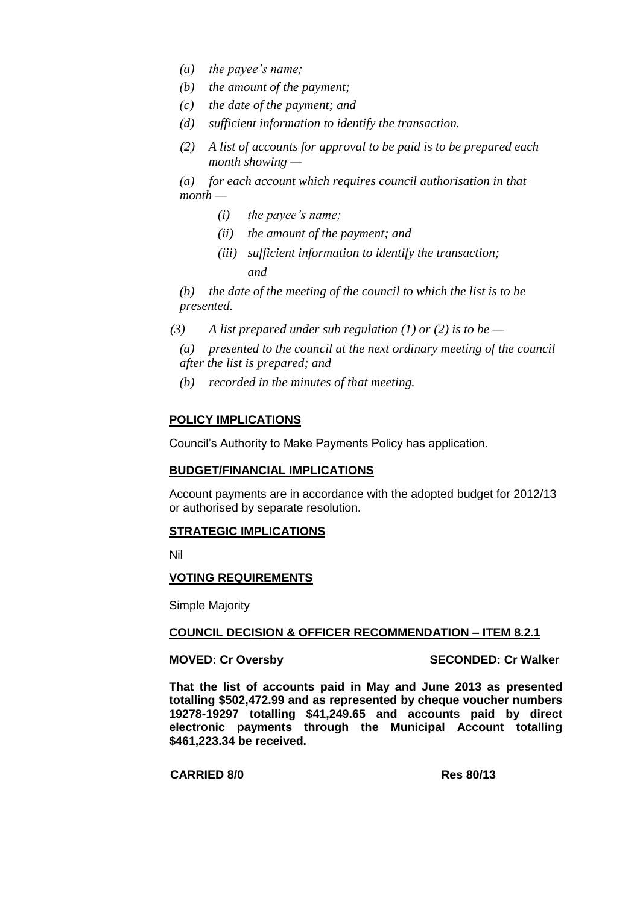*(a) the payee's name;*

*(b) the amount of the payment;*

*(c) the date of the payment; and*

*(d) sufficient information to identify the transaction.*

*(2) A list of accounts for approval to be paid is to be prepared each month showing —*

*(a) for each account which requires council authorisation in that month —*

*(i) the payee's name;*

*(ii) the amount of the payment; and*

*(iii) sufficient information to identify the transaction; and*

*(b) the date of the meeting of the council to which the list is to be presented.*

*(3) A list prepared under sub regulation (1) or (2) is to be —*

*(a) presented to the council at the next ordinary meeting of the council after the list is prepared; and*

*(b) recorded in the minutes of that meeting.*

**POLICY IMPLICATIONS**

Council's Authority to Make Payments Policy has application.

**BUDGET/FINANCIAL IMPLICATIONS**

Account payments are in accordance with the adopted budget for 2012/13 or authorised by separate resolution.

**STRATEGIC IMPLICATIONS**

Nil

**VOTING REQUIREMENTS**

Simple Majority

**COUNCIL DECISION & OFFICER RECOMMENDATION – ITEM 8.2.1**

**MOVED: Cr Oversby** **SECONDED: Cr Walker**

**That the list of accounts paid in May and June 2013 as presented totalling $502,472.99 and as represented by cheque voucher numbers 19278-19297 totalling $41,249.65 and accounts paid by direct electronic payments through the Municipal Account totalling $461,223.34 be received.**

**CARRIED 8/0** **Res 80/13**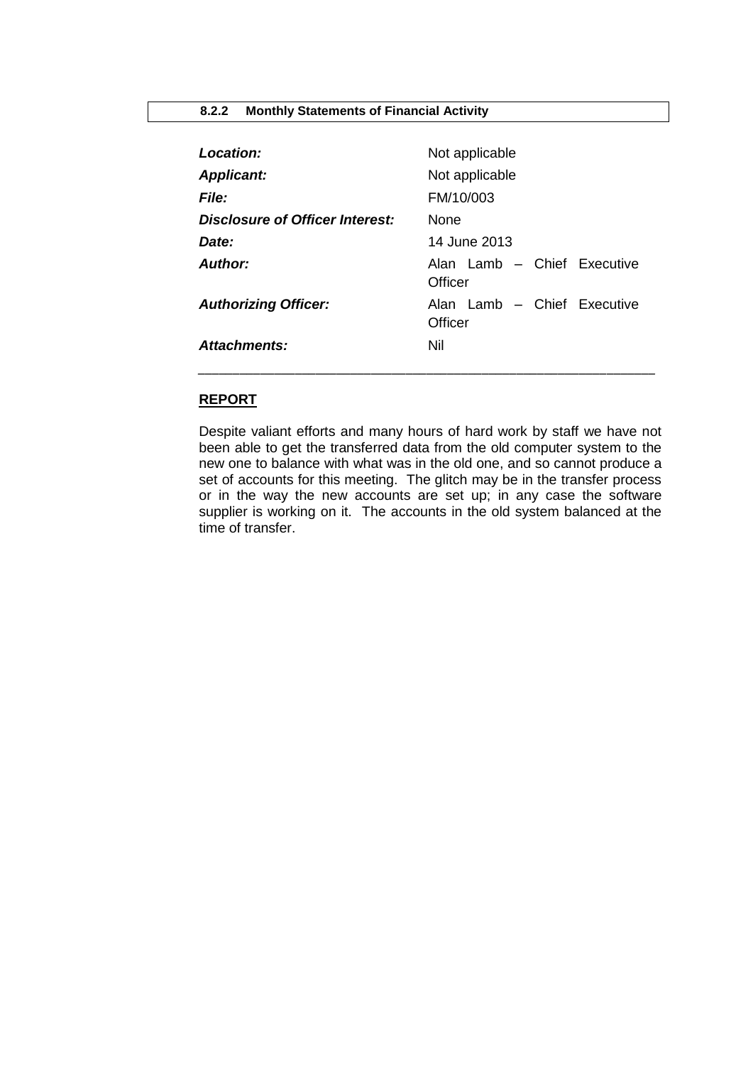## 8.2.2 Monthly Statements of Financial Activity

| | |
|---|---|
| ***Location:*** | Not applicable |
| ***Applicant:*** | Not applicable |
| ***File:*** | FM/10/003 |
| ***Disclosure of Officer Interest:*** | None |
| ***Date:*** | 14 June 2013 |
| ***Author:*** | Alan Lamb – Chief Executive Officer |
| ***Authorizing Officer:*** | Alan Lamb – Chief Executive Officer |
| ***Attachments:*** | Nil |

---

**REPORT**

Despite valiant efforts and many hours of hard work by staff we have not been able to get the transferred data from the old computer system to the new one to balance with what was in the old one, and so cannot produce a set of accounts for this meeting. The glitch may be in the transfer process or in the way the new accounts are set up; in any case the software supplier is working on it. The accounts in the old system balanced at the time of transfer.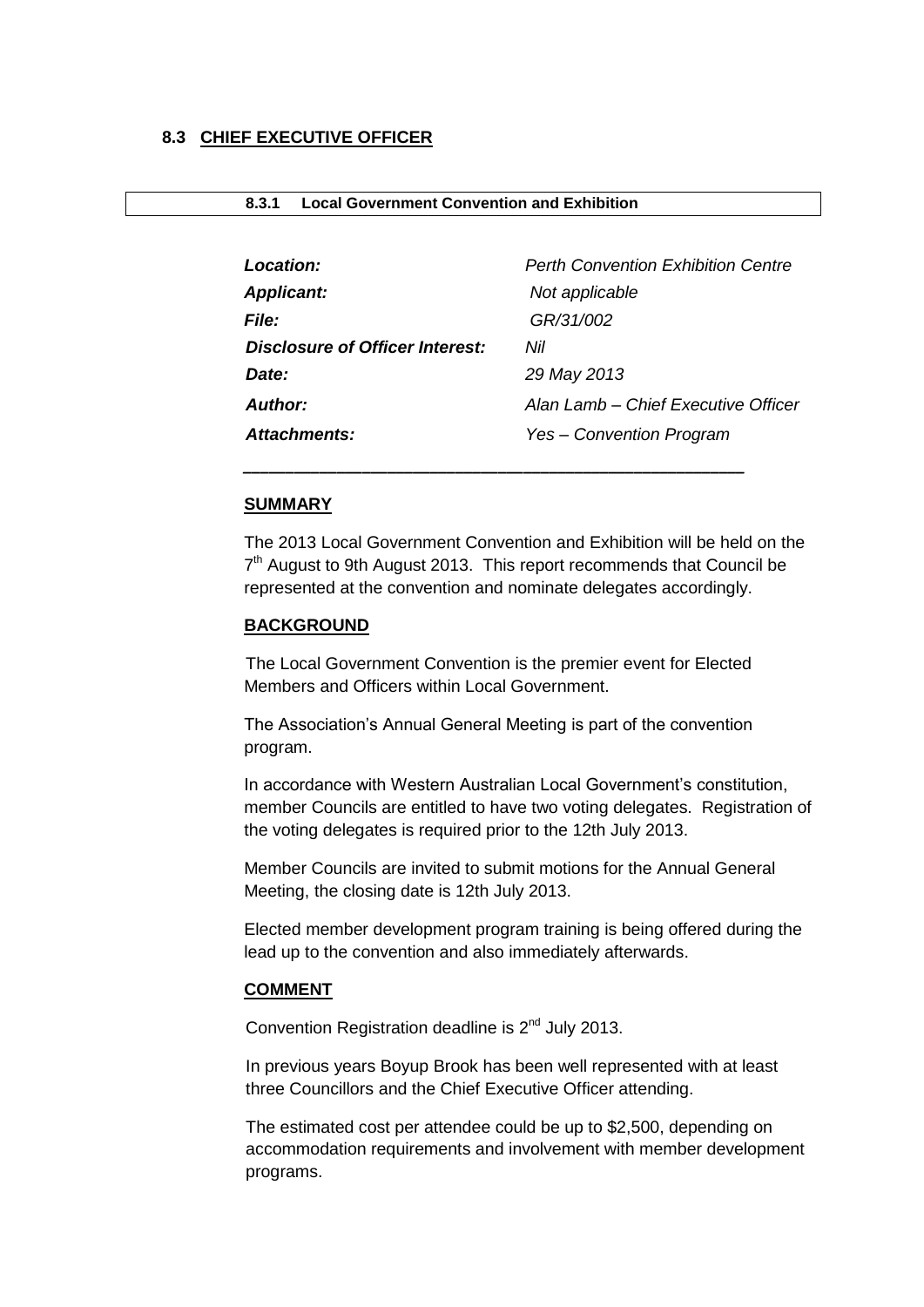### 8.3 CHIEF EXECUTIVE OFFICER

**8.3.1 Local Government Convention and Exhibition**

| | |
|---|---|
| ***Location:*** | *Perth Convention Exhibition Centre* |
| ***Applicant:*** | *Not applicable* |
| ***File:*** | *GR/31/002* |
| ***Disclosure of Officer Interest:*** | *Nil* |
| ***Date:*** | *29 May 2013* |
| ***Author:*** | *Alan Lamb – Chief Executive Officer* |
| ***Attachments:*** | *Yes – Convention Program* |

---

**SUMMARY**

The 2013 Local Government Convention and Exhibition will be held on the 7th August to 9th August 2013. This report recommends that Council be represented at the convention and nominate delegates accordingly.

**BACKGROUND**

The Local Government Convention is the premier event for Elected Members and Officers within Local Government.

The Association's Annual General Meeting is part of the convention program.

In accordance with Western Australian Local Government's constitution, member Councils are entitled to have two voting delegates. Registration of the voting delegates is required prior to the 12th July 2013.

Member Councils are invited to submit motions for the Annual General Meeting, the closing date is 12th July 2013.

Elected member development program training is being offered during the lead up to the convention and also immediately afterwards.

**COMMENT**

Convention Registration deadline is 2nd July 2013.

In previous years Boyup Brook has been well represented with at least three Councillors and the Chief Executive Officer attending.

The estimated cost per attendee could be up to $2,500, depending on accommodation requirements and involvement with member development programs.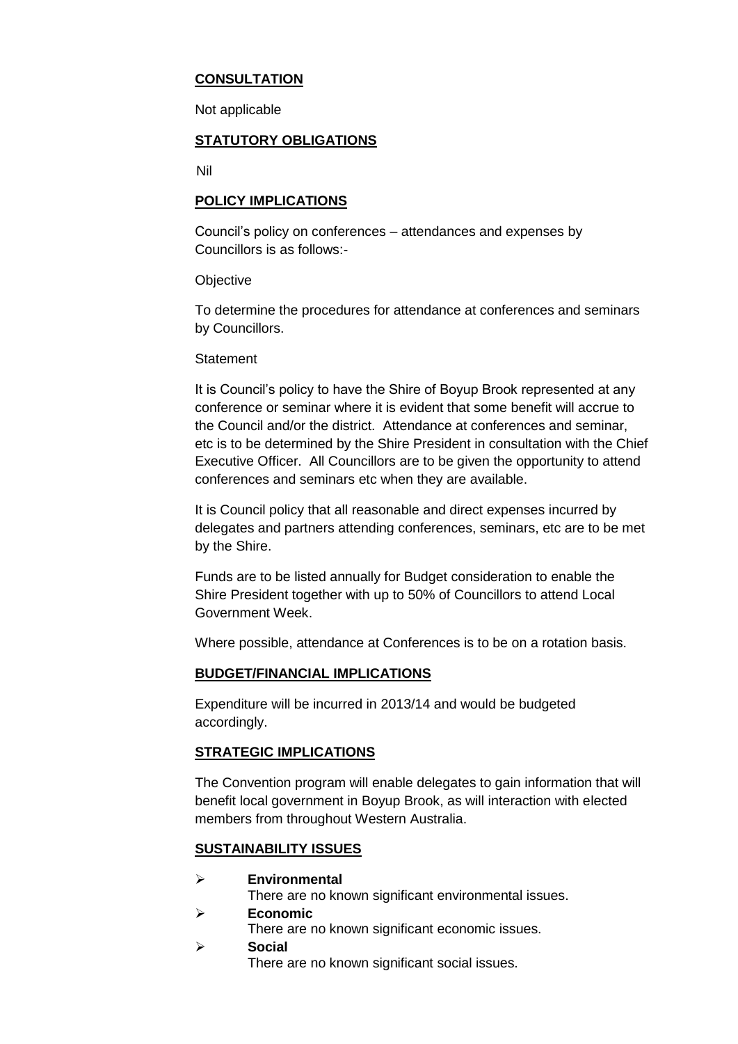**CONSULTATION**

Not applicable

**STATUTORY OBLIGATIONS**

Nil

**POLICY IMPLICATIONS**

Council's policy on conferences – attendances and expenses by Councillors is as follows:-

Objective

To determine the procedures for attendance at conferences and seminars by Councillors.

Statement

It is Council's policy to have the Shire of Boyup Brook represented at any conference or seminar where it is evident that some benefit will accrue to the Council and/or the district. Attendance at conferences and seminar, etc is to be determined by the Shire President in consultation with the Chief Executive Officer. All Councillors are to be given the opportunity to attend conferences and seminars etc when they are available.

It is Council policy that all reasonable and direct expenses incurred by delegates and partners attending conferences, seminars, etc are to be met by the Shire.

Funds are to be listed annually for Budget consideration to enable the Shire President together with up to 50% of Councillors to attend Local Government Week.

Where possible, attendance at Conferences is to be on a rotation basis.

**BUDGET/FINANCIAL IMPLICATIONS**

Expenditure will be incurred in 2013/14 and would be budgeted accordingly.

**STRATEGIC IMPLICATIONS**

The Convention program will enable delegates to gain information that will benefit local government in Boyup Brook, as will interaction with elected members from throughout Western Australia.

**SUSTAINABILITY ISSUES**

- **Environmental**
  There are no known significant environmental issues.
- **Economic**
  There are no known significant economic issues.
- **Social**
  There are no known significant social issues.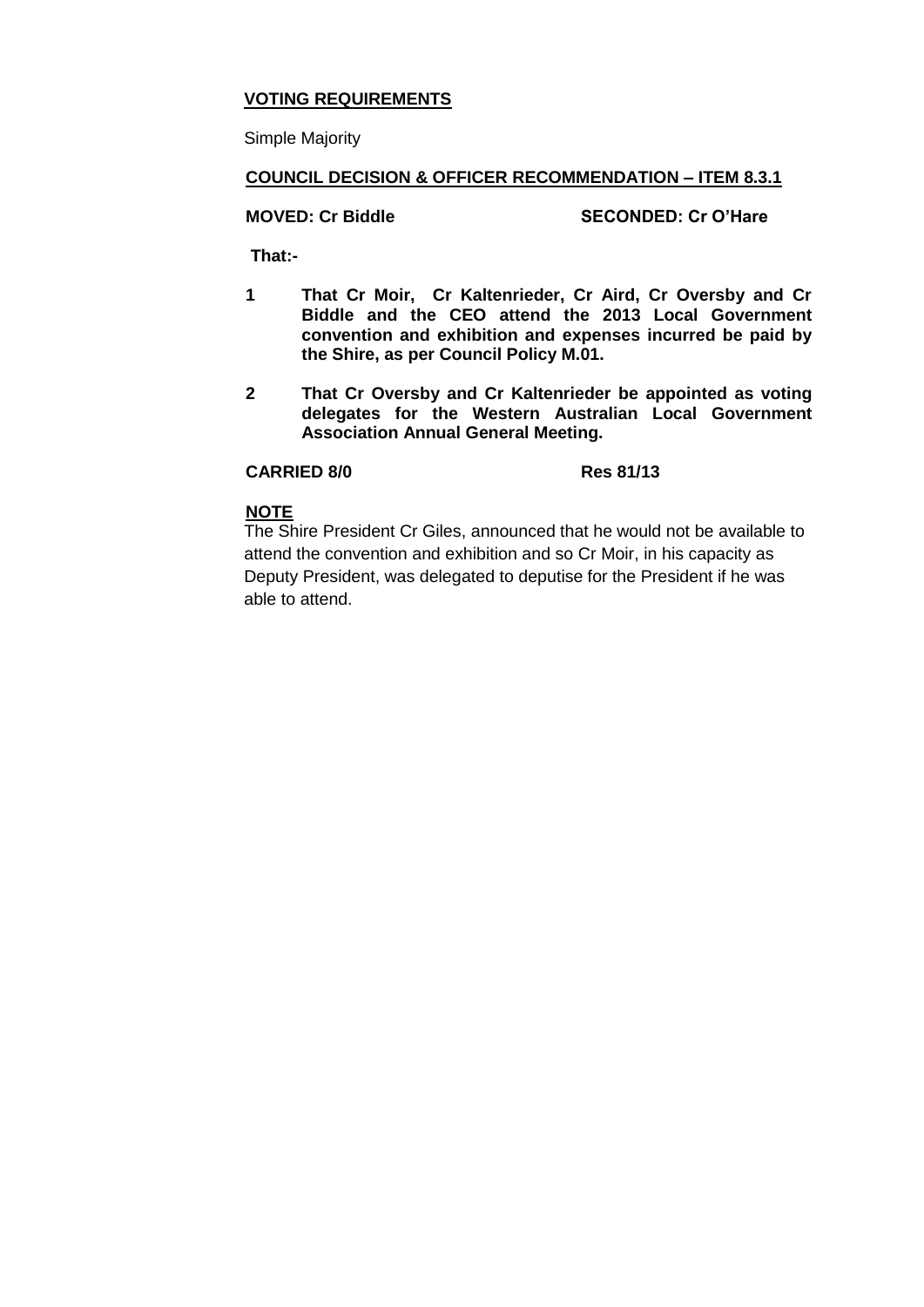**VOTING REQUIREMENTS**

Simple Majority

**COUNCIL DECISION & OFFICER RECOMMENDATION – ITEM 8.3.1**

**MOVED: Cr Biddle** **SECONDED: Cr O'Hare**

**That:-**

**1** **That Cr Moir, Cr Kaltenrieder, Cr Aird, Cr Oversby and Cr Biddle and the CEO attend the 2013 Local Government convention and exhibition and expenses incurred be paid by the Shire, as per Council Policy M.01.**

**2** **That Cr Oversby and Cr Kaltenrieder be appointed as voting delegates for the Western Australian Local Government Association Annual General Meeting.**

**CARRIED 8/0** **Res 81/13**

**NOTE**

The Shire President Cr Giles, announced that he would not be available to attend the convention and exhibition and so Cr Moir, in his capacity as Deputy President, was delegated to deputise for the President if he was able to attend.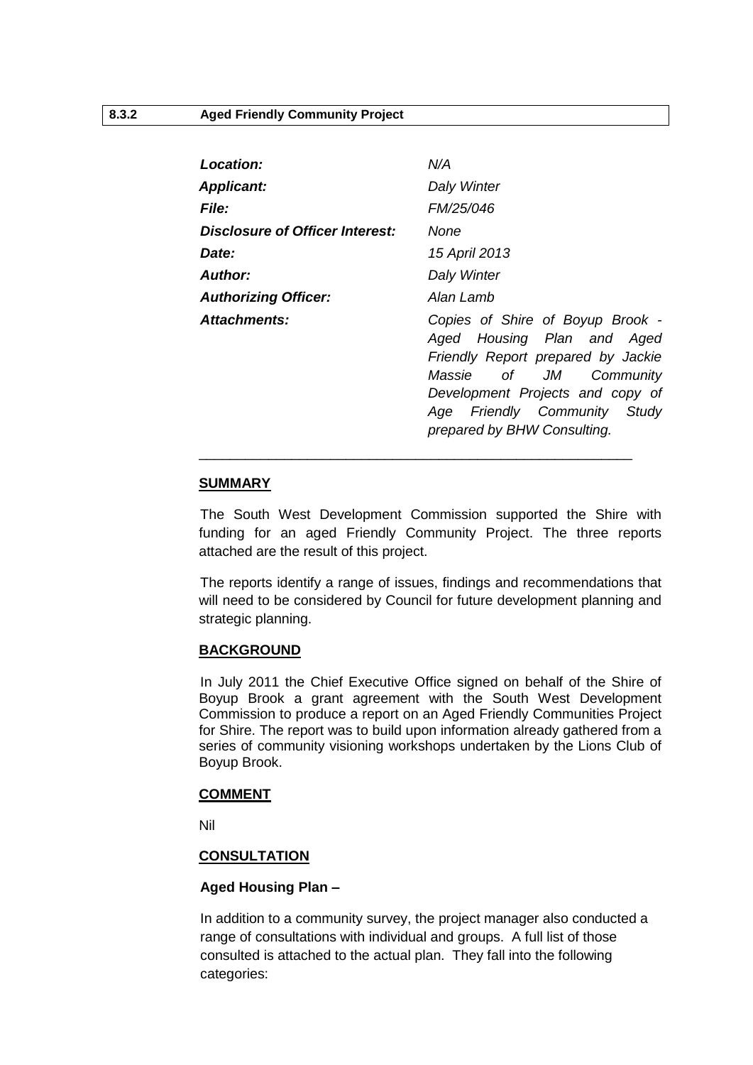### 8.3.2 Aged Friendly Community Project

| | |
|---|---|
| ***Location:*** | *N/A* |
| ***Applicant:*** | *Daly Winter* |
| ***File:*** | *FM/25/046* |
| ***Disclosure of Officer Interest:*** | *None* |
| ***Date:*** | *15 April 2013* |
| ***Author:*** | *Daly Winter* |
| ***Authorizing Officer:*** | *Alan Lamb* |
| ***Attachments:*** | *Copies of Shire of Boyup Brook - Aged Housing Plan and Aged Friendly Report prepared by Jackie Massie of JM Community Development Projects and copy of Age Friendly Community Study prepared by BHW Consulting.* |

---

**SUMMARY**

The South West Development Commission supported the Shire with funding for an aged Friendly Community Project. The three reports attached are the result of this project.

The reports identify a range of issues, findings and recommendations that will need to be considered by Council for future development planning and strategic planning.

**BACKGROUND**

In July 2011 the Chief Executive Office signed on behalf of the Shire of Boyup Brook a grant agreement with the South West Development Commission to produce a report on an Aged Friendly Communities Project for Shire. The report was to build upon information already gathered from a series of community visioning workshops undertaken by the Lions Club of Boyup Brook.

**COMMENT**

Nil

**CONSULTATION**

**Aged Housing Plan –**

In addition to a community survey, the project manager also conducted a range of consultations with individual and groups. A full list of those consulted is attached to the actual plan. They fall into the following categories: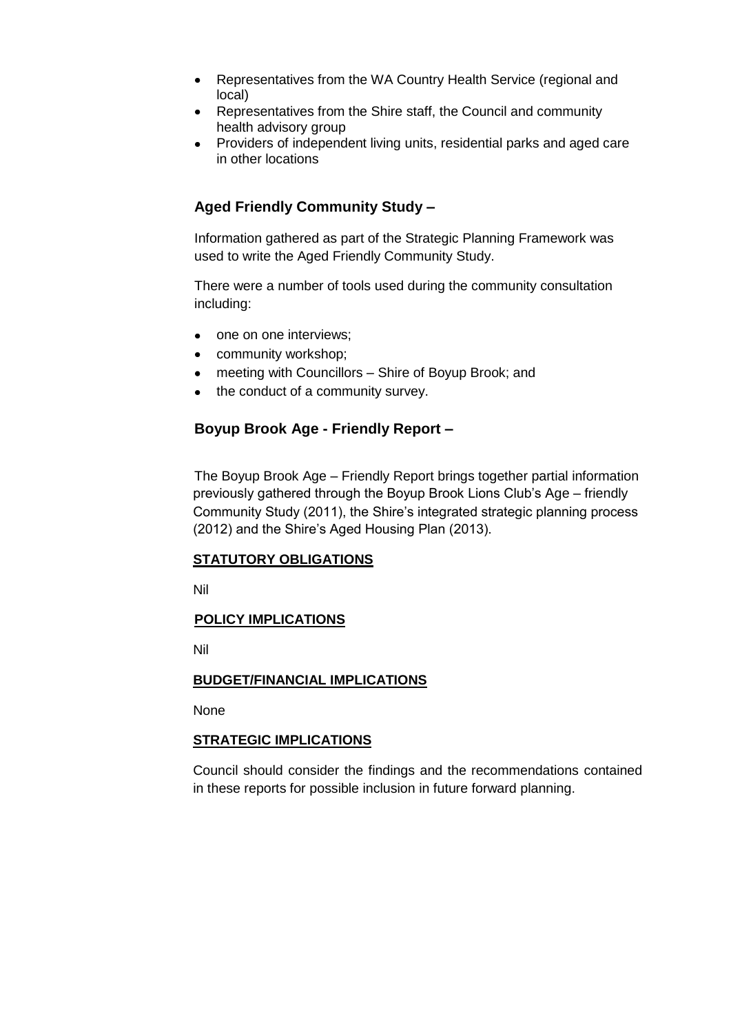- Representatives from the WA Country Health Service (regional and local)
- Representatives from the Shire staff, the Council and community health advisory group
- Providers of independent living units, residential parks and aged care in other locations

### Aged Friendly Community Study –

Information gathered as part of the Strategic Planning Framework was used to write the Aged Friendly Community Study.

There were a number of tools used during the community consultation including:

- one on one interviews;
- community workshop;
- meeting with Councillors – Shire of Boyup Brook; and
- the conduct of a community survey.

### Boyup Brook Age - Friendly Report –

The Boyup Brook Age – Friendly Report brings together partial information previously gathered through the Boyup Brook Lions Club's Age – friendly Community Study (2011), the Shire's integrated strategic planning process (2012) and the Shire's Aged Housing Plan (2013).

**STATUTORY OBLIGATIONS**

Nil

**POLICY IMPLICATIONS**

Nil

**BUDGET/FINANCIAL IMPLICATIONS**

None

**STRATEGIC IMPLICATIONS**

Council should consider the findings and the recommendations contained in these reports for possible inclusion in future forward planning.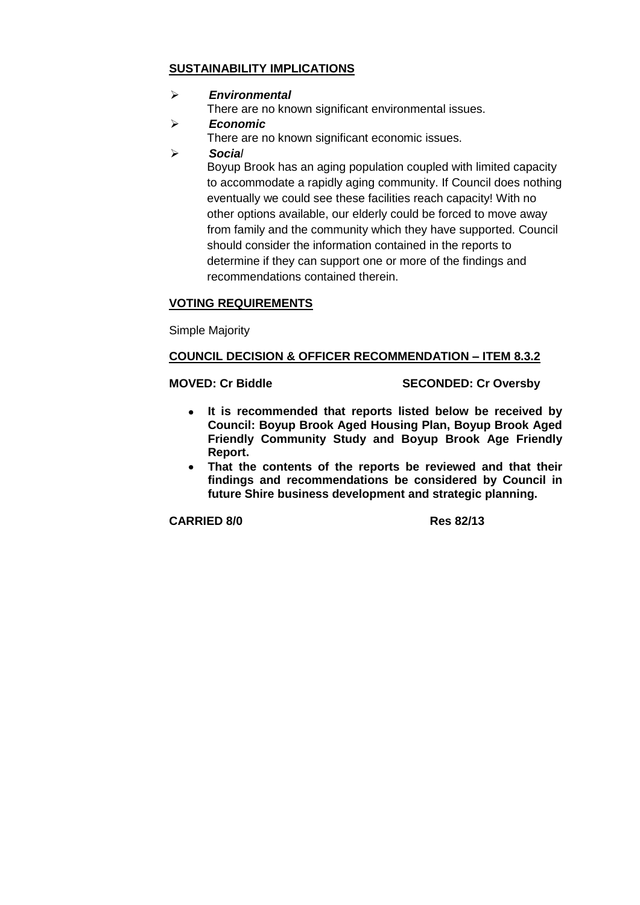## SUSTAINABILITY IMPLICATIONS

- ***Environmental***
  There are no known significant environmental issues.
- ***Economic***
  There are no known significant economic issues.
- ***Social***
  Boyup Brook has an aging population coupled with limited capacity to accommodate a rapidly aging community. If Council does nothing eventually we could see these facilities reach capacity! With no other options available, our elderly could be forced to move away from family and the community which they have supported. Council should consider the information contained in the reports to determine if they can support one or more of the findings and recommendations contained therein.

## VOTING REQUIREMENTS

Simple Majority

## COUNCIL DECISION & OFFICER RECOMMENDATION – ITEM 8.3.2

**MOVED: Cr Biddle** **SECONDED: Cr Oversby**

- **It is recommended that reports listed below be received by Council: Boyup Brook Aged Housing Plan, Boyup Brook Aged Friendly Community Study and Boyup Brook Age Friendly Report.**
- **That the contents of the reports be reviewed and that their findings and recommendations be considered by Council in future Shire business development and strategic planning.**

**CARRIED 8/0** **Res 82/13**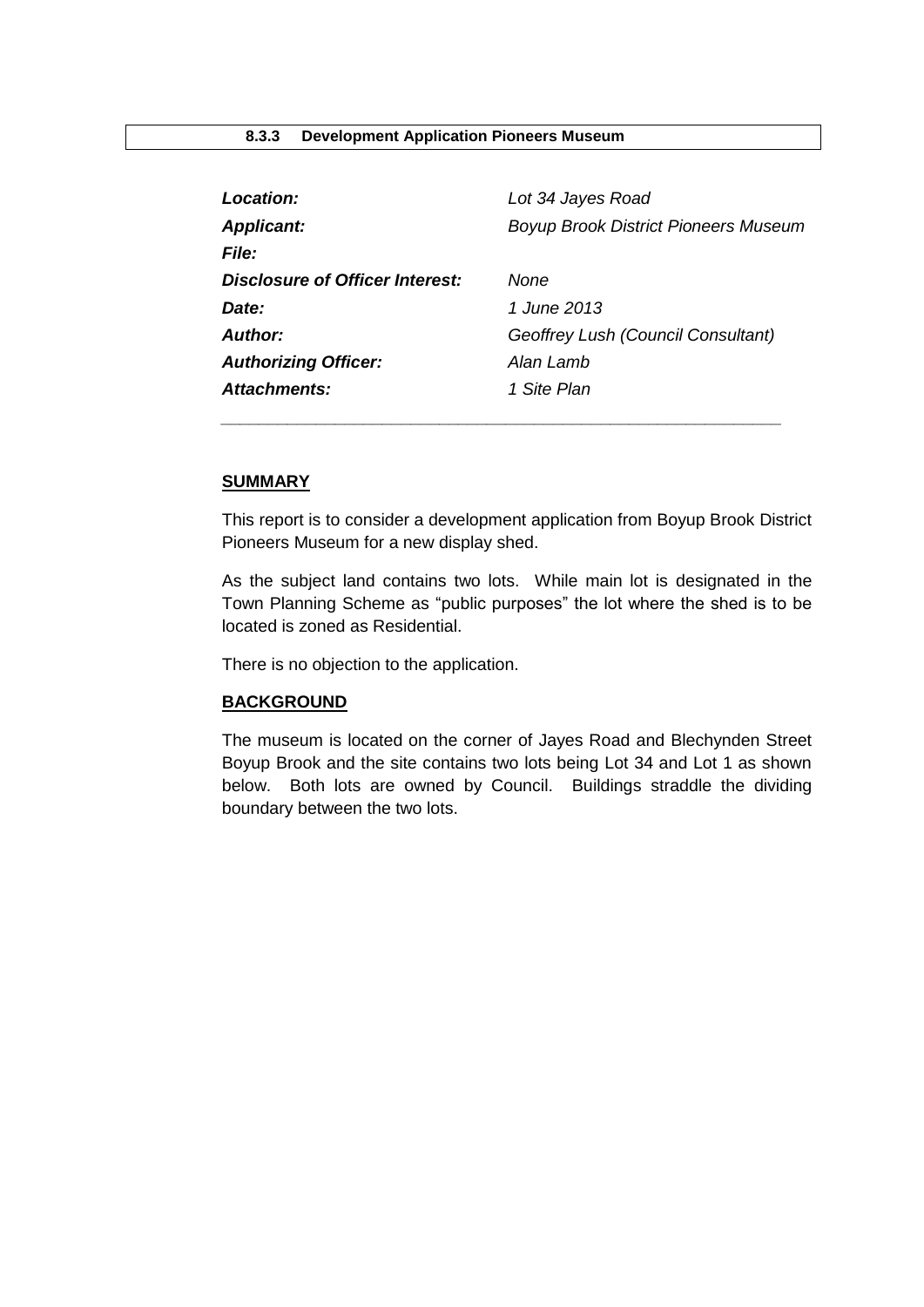**8.3.3 Development Application Pioneers Museum**

| | |
|---|---|
| ***Location:*** | *Lot 34 Jayes Road* |
| ***Applicant:*** | *Boyup Brook District Pioneers Museum* |
| ***File:*** | |
| ***Disclosure of Officer Interest:*** | *None* |
| ***Date:*** | *1 June 2013* |
| ***Author:*** | *Geoffrey Lush (Council Consultant)* |
| ***Authorizing Officer:*** | *Alan Lamb* |
| ***Attachments:*** | *1 Site Plan* |

**SUMMARY**

This report is to consider a development application from Boyup Brook District Pioneers Museum for a new display shed.

As the subject land contains two lots. While main lot is designated in the Town Planning Scheme as "public purposes" the lot where the shed is to be located is zoned as Residential.

There is no objection to the application.

**BACKGROUND**

The museum is located on the corner of Jayes Road and Blechynden Street Boyup Brook and the site contains two lots being Lot 34 and Lot 1 as shown below. Both lots are owned by Council. Buildings straddle the dividing boundary between the two lots.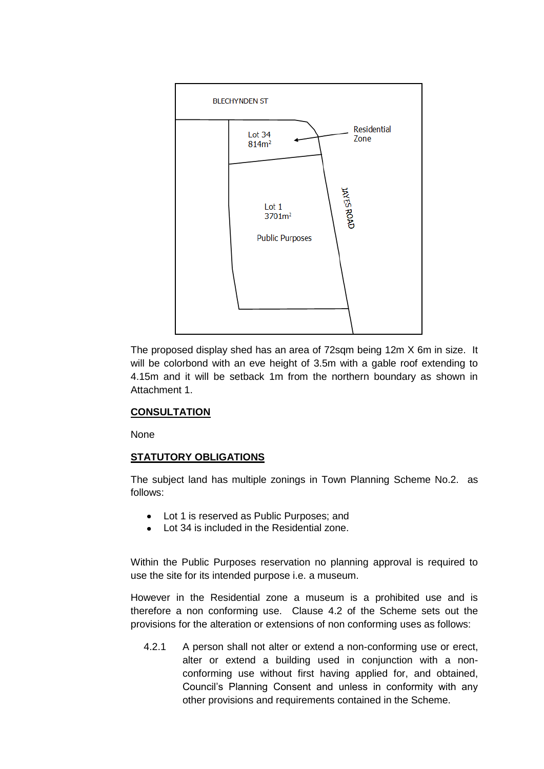BLECHYNDEN ST

Lot 34
814m²

Residential Zone

Lot 1
3701m²

Public Purposes

JAYES ROAD

The proposed display shed has an area of 72sqm being 12m X 6m in size. It will be colorbond with an eve height of 3.5m with a gable roof extending to 4.15m and it will be setback 1m from the northern boundary as shown in Attachment 1.

## CONSULTATION

None

## STATUTORY OBLIGATIONS

The subject land has multiple zonings in Town Planning Scheme No.2. as follows:

- Lot 1 is reserved as Public Purposes; and
- Lot 34 is included in the Residential zone.

Within the Public Purposes reservation no planning approval is required to use the site for its intended purpose i.e. a museum.

However in the Residential zone a museum is a prohibited use and is therefore a non conforming use. Clause 4.2 of the Scheme sets out the provisions for the alteration or extensions of non conforming uses as follows:

4.2.1 A person shall not alter or extend a non-conforming use or erect, alter or extend a building used in conjunction with a non-conforming use without first having applied for, and obtained, Council's Planning Consent and unless in conformity with any other provisions and requirements contained in the Scheme.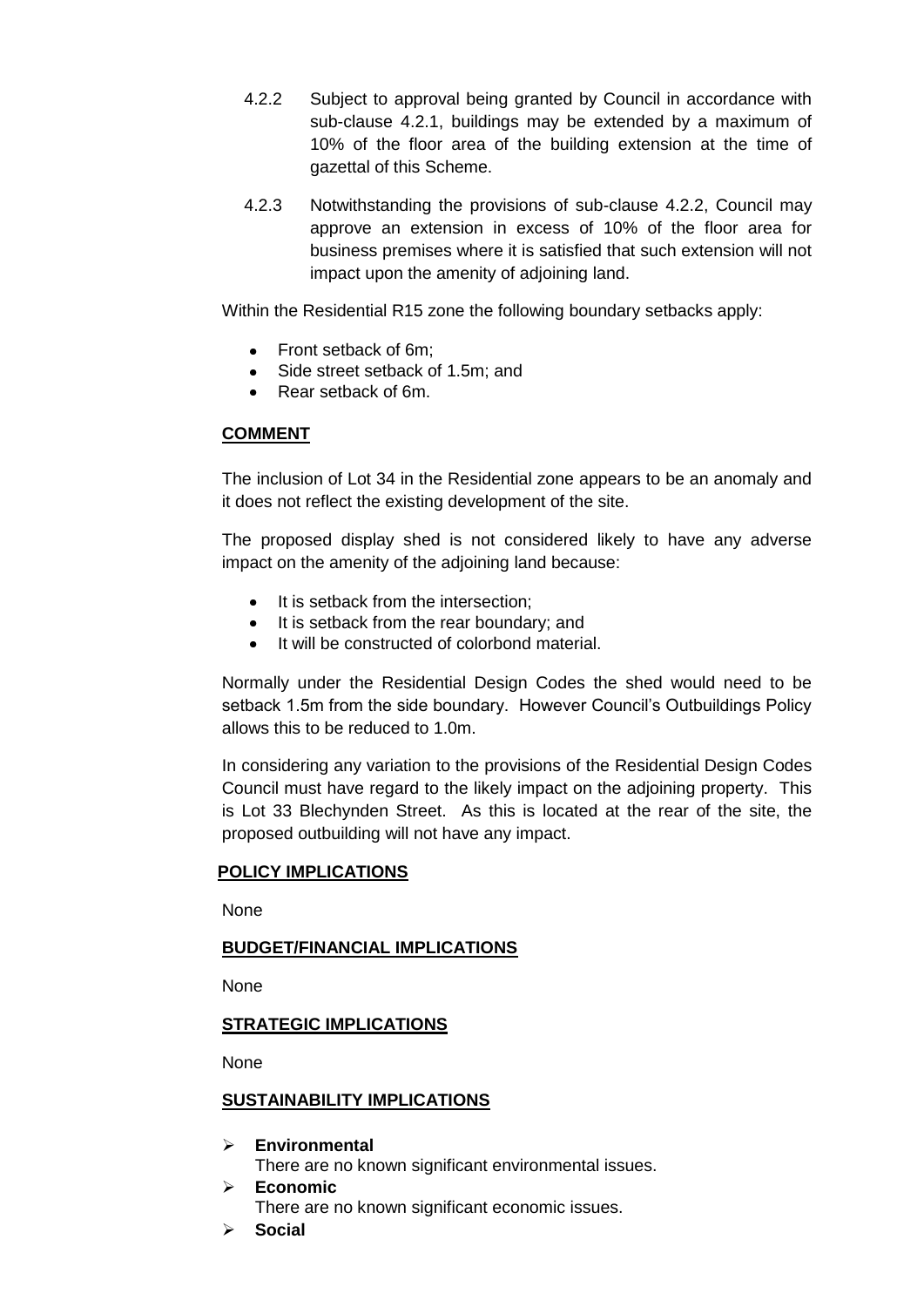4.2.2 Subject to approval being granted by Council in accordance with sub-clause 4.2.1, buildings may be extended by a maximum of 10% of the floor area of the building extension at the time of gazettal of this Scheme.

4.2.3 Notwithstanding the provisions of sub-clause 4.2.2, Council may approve an extension in excess of 10% of the floor area for business premises where it is satisfied that such extension will not impact upon the amenity of adjoining land.

Within the Residential R15 zone the following boundary setbacks apply:

- Front setback of 6m;
- Side street setback of 1.5m; and
- Rear setback of 6m.

**COMMENT**

The inclusion of Lot 34 in the Residential zone appears to be an anomaly and it does not reflect the existing development of the site.

The proposed display shed is not considered likely to have any adverse impact on the amenity of the adjoining land because:

- It is setback from the intersection;
- It is setback from the rear boundary; and
- It will be constructed of colorbond material.

Normally under the Residential Design Codes the shed would need to be setback 1.5m from the side boundary. However Council's Outbuildings Policy allows this to be reduced to 1.0m.

In considering any variation to the provisions of the Residential Design Codes Council must have regard to the likely impact on the adjoining property. This is Lot 33 Blechynden Street. As this is located at the rear of the site, the proposed outbuilding will not have any impact.

**POLICY IMPLICATIONS**

None

**BUDGET/FINANCIAL IMPLICATIONS**

None

**STRATEGIC IMPLICATIONS**

None

**SUSTAINABILITY IMPLICATIONS**

- **Environmental**
  There are no known significant environmental issues.
- **Economic**
  There are no known significant economic issues.
- **Social**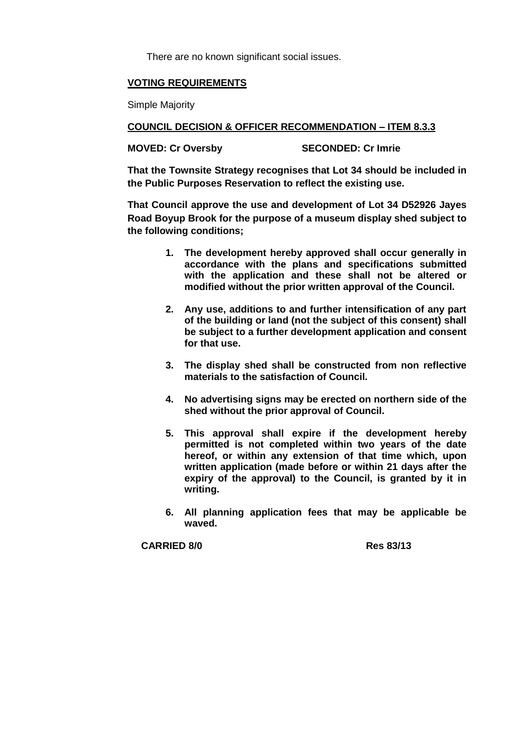There are no known significant social issues.

**VOTING REQUIREMENTS**

Simple Majority

**COUNCIL DECISION & OFFICER RECOMMENDATION – ITEM 8.3.3**

**MOVED: Cr Oversby SECONDED: Cr Imrie**

**That the Townsite Strategy recognises that Lot 34 should be included in the Public Purposes Reservation to reflect the existing use.**

**That Council approve the use and development of Lot 34 D52926 Jayes Road Boyup Brook for the purpose of a museum display shed subject to the following conditions;**

1. **The development hereby approved shall occur generally in accordance with the plans and specifications submitted with the application and these shall not be altered or modified without the prior written approval of the Council.**
2. **Any use, additions to and further intensification of any part of the building or land (not the subject of this consent) shall be subject to a further development application and consent for that use.**
3. **The display shed shall be constructed from non reflective materials to the satisfaction of Council.**
4. **No advertising signs may be erected on northern side of the shed without the prior approval of Council.**
5. **This approval shall expire if the development hereby permitted is not completed within two years of the date hereof, or within any extension of that time which, upon written application (made before or within 21 days after the expiry of the approval) to the Council, is granted by it in writing.**
6. **All planning application fees that may be applicable be waved.**

**CARRIED 8/0 Res 83/13**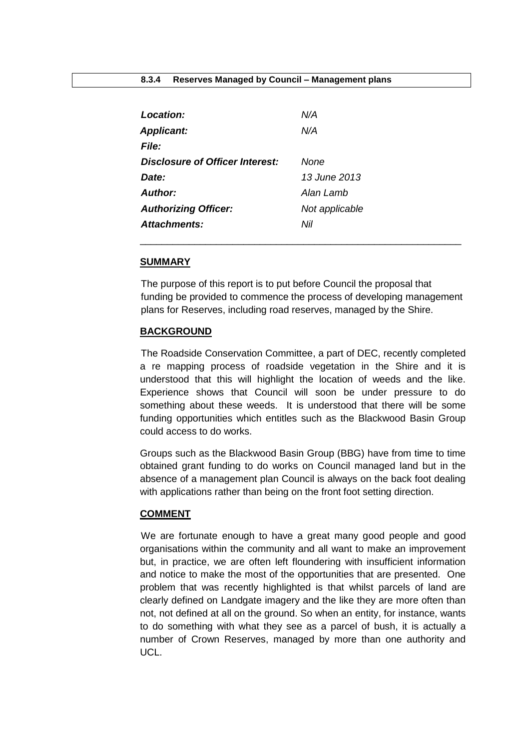### 8.3.4 Reserves Managed by Council – Management plans

| | |
|---|---|
| ***Location:*** | *N/A* |
| ***Applicant:*** | *N/A* |
| ***File:*** | |
| ***Disclosure of Officer Interest:*** | *None* |
| ***Date:*** | *13 June 2013* |
| ***Author:*** | *Alan Lamb* |
| ***Authorizing Officer:*** | *Not applicable* |
| ***Attachments:*** | *Nil* |

---

**SUMMARY**

The purpose of this report is to put before Council the proposal that funding be provided to commence the process of developing management plans for Reserves, including road reserves, managed by the Shire.

**BACKGROUND**

The Roadside Conservation Committee, a part of DEC, recently completed a re mapping process of roadside vegetation in the Shire and it is understood that this will highlight the location of weeds and the like. Experience shows that Council will soon be under pressure to do something about these weeds. It is understood that there will be some funding opportunities which entitles such as the Blackwood Basin Group could access to do works.

Groups such as the Blackwood Basin Group (BBG) have from time to time obtained grant funding to do works on Council managed land but in the absence of a management plan Council is always on the back foot dealing with applications rather than being on the front foot setting direction.

**COMMENT**

We are fortunate enough to have a great many good people and good organisations within the community and all want to make an improvement but, in practice, we are often left floundering with insufficient information and notice to make the most of the opportunities that are presented. One problem that was recently highlighted is that whilst parcels of land are clearly defined on Landgate imagery and the like they are more often than not, not defined at all on the ground. So when an entity, for instance, wants to do something with what they see as a parcel of bush, it is actually a number of Crown Reserves, managed by more than one authority and UCL.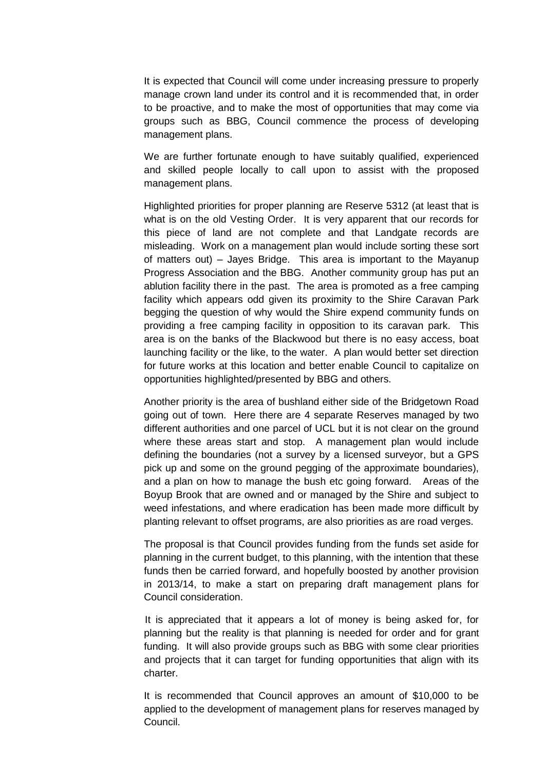It is expected that Council will come under increasing pressure to properly manage crown land under its control and it is recommended that, in order to be proactive, and to make the most of opportunities that may come via groups such as BBG, Council commence the process of developing management plans.

We are further fortunate enough to have suitably qualified, experienced and skilled people locally to call upon to assist with the proposed management plans.

Highlighted priorities for proper planning are Reserve 5312 (at least that is what is on the old Vesting Order. It is very apparent that our records for this piece of land are not complete and that Landgate records are misleading. Work on a management plan would include sorting these sort of matters out) – Jayes Bridge. This area is important to the Mayanup Progress Association and the BBG. Another community group has put an ablution facility there in the past. The area is promoted as a free camping facility which appears odd given its proximity to the Shire Caravan Park begging the question of why would the Shire expend community funds on providing a free camping facility in opposition to its caravan park. This area is on the banks of the Blackwood but there is no easy access, boat launching facility or the like, to the water. A plan would better set direction for future works at this location and better enable Council to capitalize on opportunities highlighted/presented by BBG and others.

Another priority is the area of bushland either side of the Bridgetown Road going out of town. Here there are 4 separate Reserves managed by two different authorities and one parcel of UCL but it is not clear on the ground where these areas start and stop. A management plan would include defining the boundaries (not a survey by a licensed surveyor, but a GPS pick up and some on the ground pegging of the approximate boundaries), and a plan on how to manage the bush etc going forward. Areas of the Boyup Brook that are owned and or managed by the Shire and subject to weed infestations, and where eradication has been made more difficult by planting relevant to offset programs, are also priorities as are road verges.

The proposal is that Council provides funding from the funds set aside for planning in the current budget, to this planning, with the intention that these funds then be carried forward, and hopefully boosted by another provision in 2013/14, to make a start on preparing draft management plans for Council consideration.

It is appreciated that it appears a lot of money is being asked for, for planning but the reality is that planning is needed for order and for grant funding. It will also provide groups such as BBG with some clear priorities and projects that it can target for funding opportunities that align with its charter.

It is recommended that Council approves an amount of $10,000 to be applied to the development of management plans for reserves managed by Council.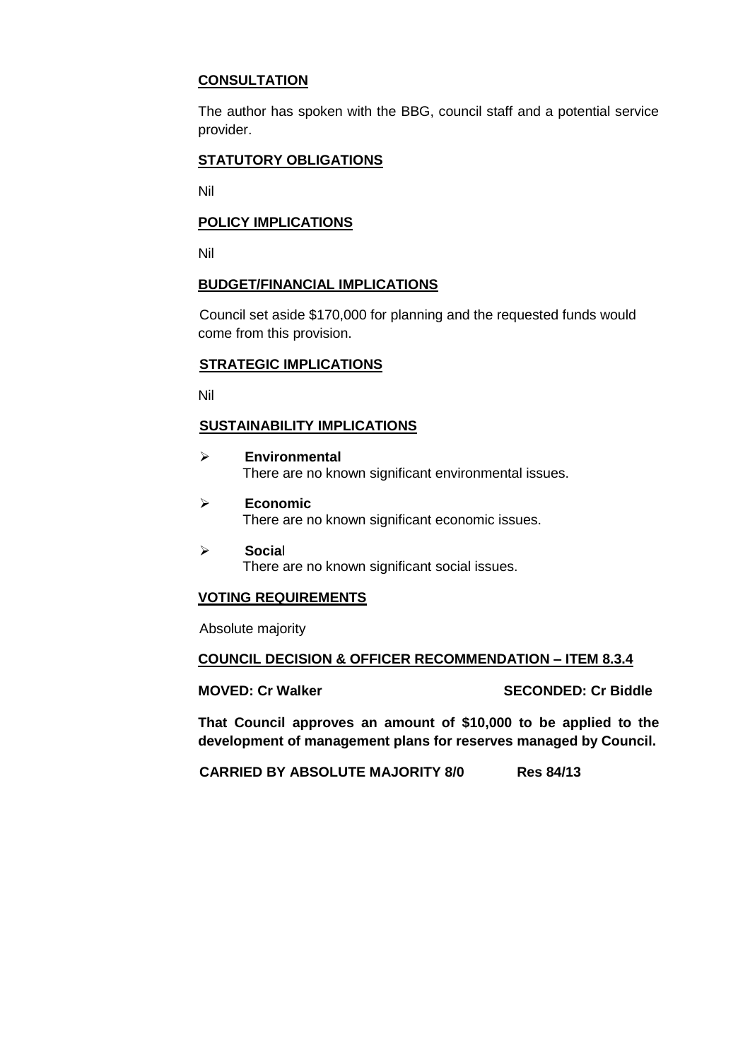## CONSULTATION

The author has spoken with the BBG, council staff and a potential service provider.

## STATUTORY OBLIGATIONS

Nil

## POLICY IMPLICATIONS

Nil

## BUDGET/FINANCIAL IMPLICATIONS

Council set aside $170,000 for planning and the requested funds would come from this provision.

## STRATEGIC IMPLICATIONS

Nil

## SUSTAINABILITY IMPLICATIONS

- **Environmental**
  There are no known significant environmental issues.
- **Economic**
  There are no known significant economic issues.
- **Social**
  There are no known significant social issues.

## VOTING REQUIREMENTS

Absolute majority

## COUNCIL DECISION & OFFICER RECOMMENDATION – ITEM 8.3.4

**MOVED: Cr Walker** **SECONDED: Cr Biddle**

**That Council approves an amount of $10,000 to be applied to the development of management plans for reserves managed by Council.**

**CARRIED BY ABSOLUTE MAJORITY 8/0** **Res 84/13**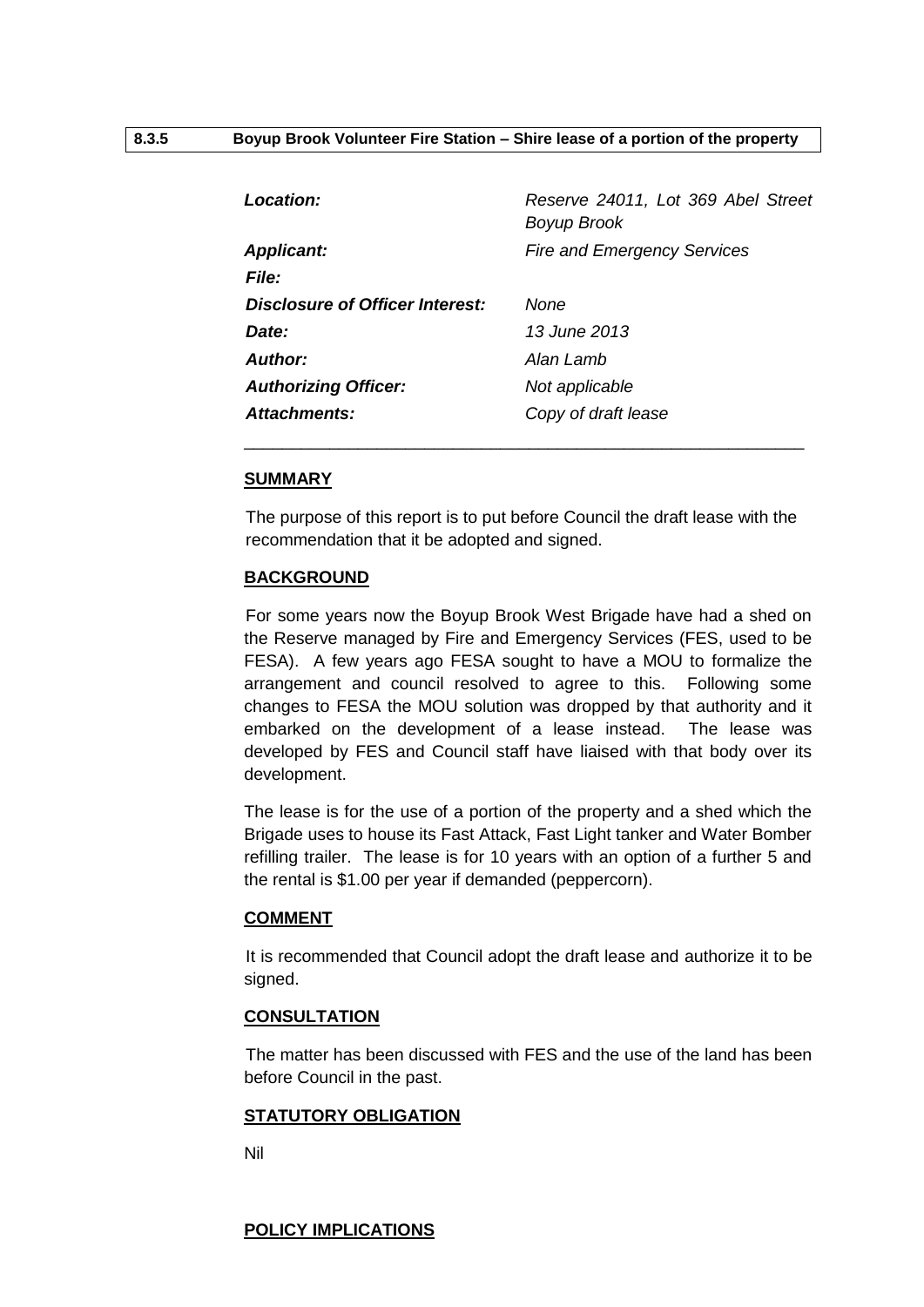**8.3.5 Boyup Brook Volunteer Fire Station – Shire lease of a portion of the property**

| | |
|---|---|
| ***Location:*** | *Reserve 24011, Lot 369 Abel Street Boyup Brook* |
| ***Applicant:*** | *Fire and Emergency Services* |
| ***File:*** | |
| ***Disclosure of Officer Interest:*** | *None* |
| ***Date:*** | *13 June 2013* |
| ***Author:*** | *Alan Lamb* |
| ***Authorizing Officer:*** | *Not applicable* |
| ***Attachments:*** | *Copy of draft lease* |

**SUMMARY**

The purpose of this report is to put before Council the draft lease with the recommendation that it be adopted and signed.

**BACKGROUND**

For some years now the Boyup Brook West Brigade have had a shed on the Reserve managed by Fire and Emergency Services (FES, used to be FESA). A few years ago FESA sought to have a MOU to formalize the arrangement and council resolved to agree to this. Following some changes to FESA the MOU solution was dropped by that authority and it embarked on the development of a lease instead. The lease was developed by FES and Council staff have liaised with that body over its development.

The lease is for the use of a portion of the property and a shed which the Brigade uses to house its Fast Attack, Fast Light tanker and Water Bomber refilling trailer. The lease is for 10 years with an option of a further 5 and the rental is $1.00 per year if demanded (peppercorn).

**COMMENT**

It is recommended that Council adopt the draft lease and authorize it to be signed.

**CONSULTATION**

The matter has been discussed with FES and the use of the land has been before Council in the past.

**STATUTORY OBLIGATION**

Nil

**POLICY IMPLICATIONS**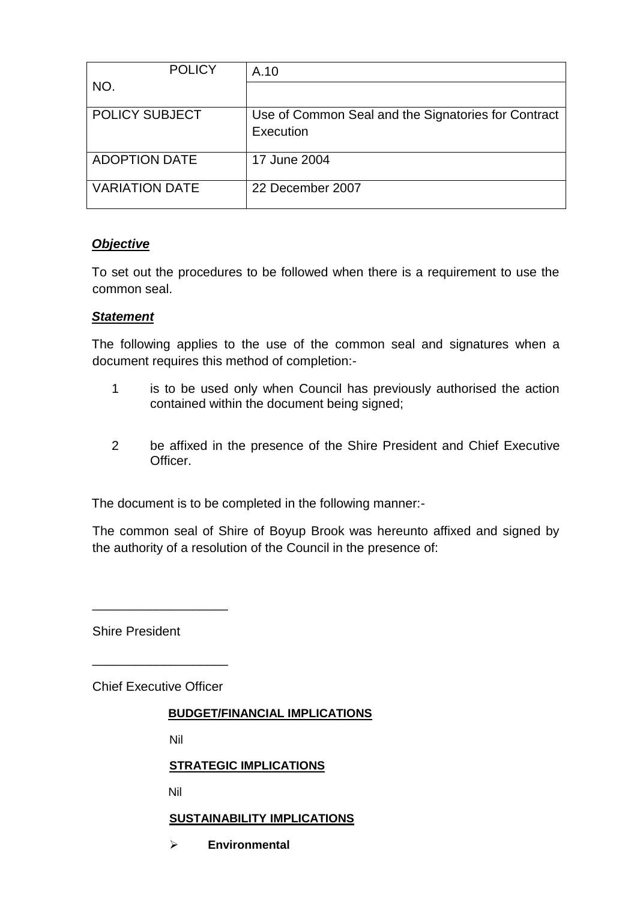| POLICY NO. | A.10 |
| --- | --- |
| POLICY SUBJECT | Use of Common Seal and the Signatories for Contract Execution |
| ADOPTION DATE | 17 June 2004 |
| VARIATION DATE | 22 December 2007 |

***Objective***

To set out the procedures to be followed when there is a requirement to use the common seal.

***Statement***

The following applies to the use of the common seal and signatures when a document requires this method of completion:-

1. is to be used only when Council has previously authorised the action contained within the document being signed;

2. be affixed in the presence of the Shire President and Chief Executive Officer.

The document is to be completed in the following manner:-

The common seal of Shire of Boyup Brook was hereunto affixed and signed by the authority of a resolution of the Council in the presence of:

\_\_\_\_\_\_\_\_\_\_\_\_\_\_\_\_\_\_\_

Shire President

\_\_\_\_\_\_\_\_\_\_\_\_\_\_\_\_\_\_\_

Chief Executive Officer

**BUDGET/FINANCIAL IMPLICATIONS**

Nil

**STRATEGIC IMPLICATIONS**

Nil

**SUSTAINABILITY IMPLICATIONS**

- **Environmental**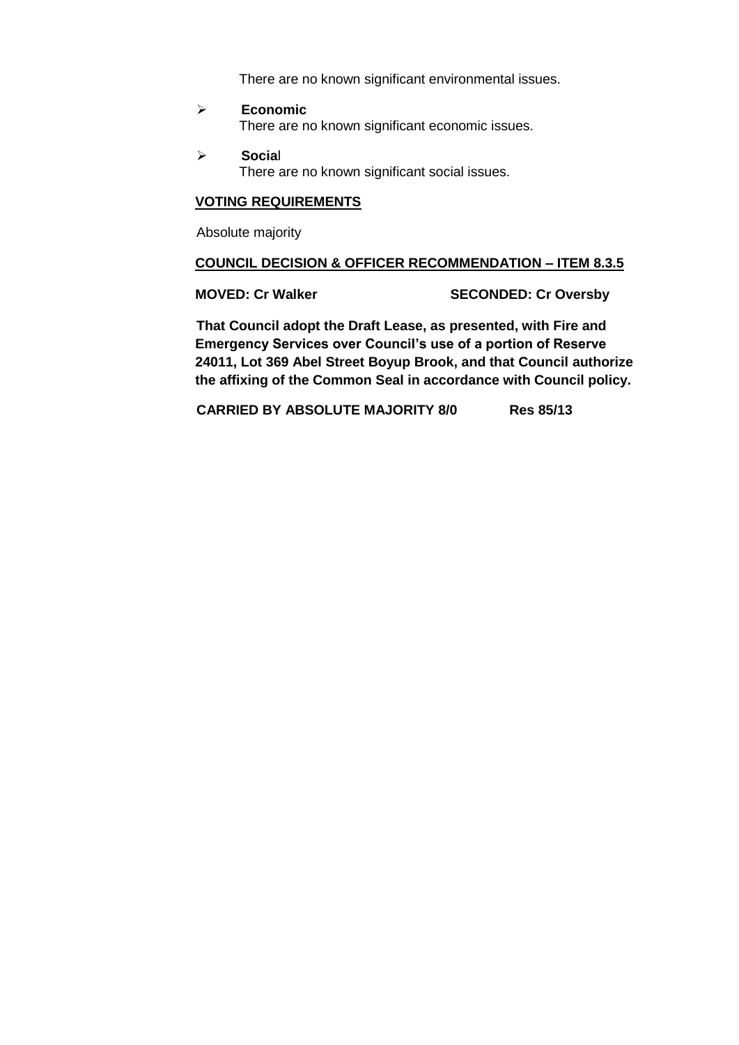There are no known significant environmental issues.

- **Economic**
  There are no known significant economic issues.

- **Social**
  There are no known significant social issues.

**VOTING REQUIREMENTS**

Absolute majority

**COUNCIL DECISION & OFFICER RECOMMENDATION – ITEM 8.3.5**

**MOVED: Cr Walker** **SECONDED: Cr Oversby**

**That Council adopt the Draft Lease, as presented, with Fire and Emergency Services over Council's use of a portion of Reserve 24011, Lot 369 Abel Street Boyup Brook, and that Council authorize the affixing of the Common Seal in accordance with Council policy.**

**CARRIED BY ABSOLUTE MAJORITY 8/0** **Res 85/13**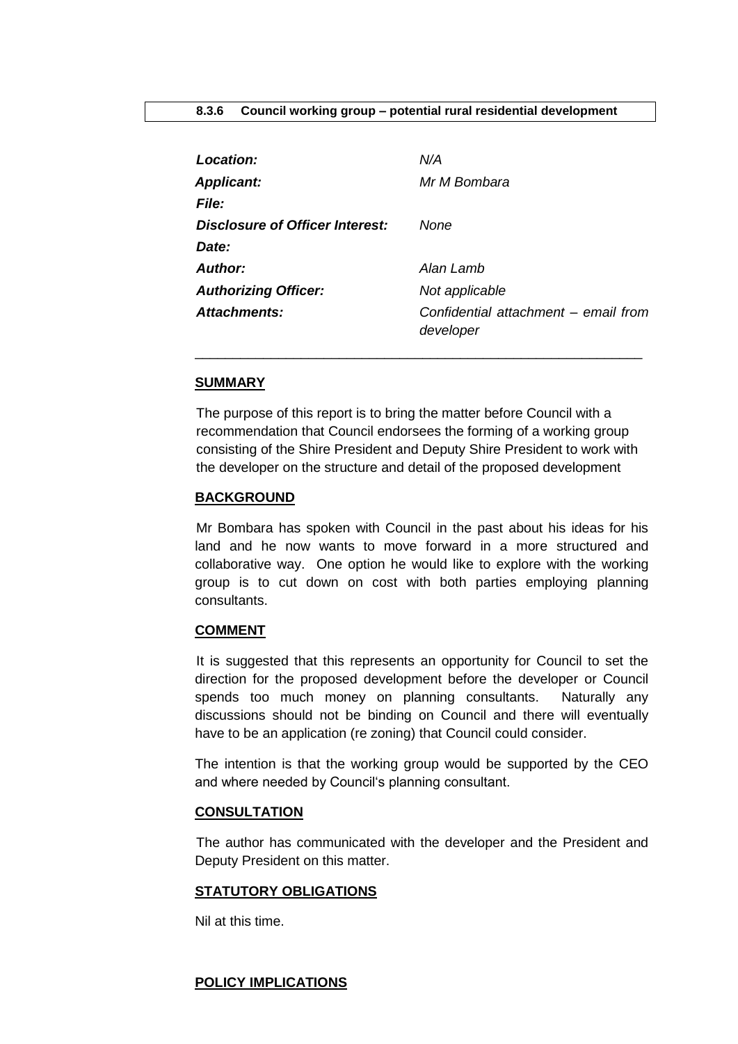**8.3.6 Council working group – potential rural residential development**

| | |
|---|---|
| ***Location:*** | *N/A* |
| ***Applicant:*** | *Mr M Bombara* |
| ***File:*** | |
| ***Disclosure of Officer Interest:*** | *None* |
| ***Date:*** | |
| ***Author:*** | *Alan Lamb* |
| ***Authorizing Officer:*** | *Not applicable* |
| ***Attachments:*** | *Confidential attachment – email from developer* |

---

**SUMMARY**

The purpose of this report is to bring the matter before Council with a recommendation that Council endorsees the forming of a working group consisting of the Shire President and Deputy Shire President to work with the developer on the structure and detail of the proposed development

**BACKGROUND**

Mr Bombara has spoken with Council in the past about his ideas for his land and he now wants to move forward in a more structured and collaborative way. One option he would like to explore with the working group is to cut down on cost with both parties employing planning consultants.

**COMMENT**

It is suggested that this represents an opportunity for Council to set the direction for the proposed development before the developer or Council spends too much money on planning consultants. Naturally any discussions should not be binding on Council and there will eventually have to be an application (re zoning) that Council could consider.

The intention is that the working group would be supported by the CEO and where needed by Council's planning consultant.

**CONSULTATION**

The author has communicated with the developer and the President and Deputy President on this matter.

**STATUTORY OBLIGATIONS**

Nil at this time.

**POLICY IMPLICATIONS**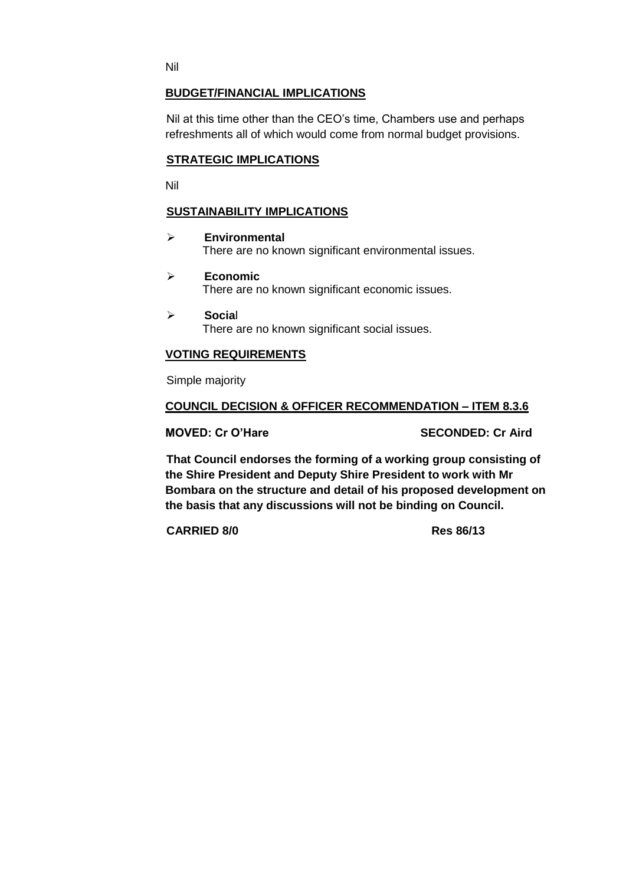Nil

**BUDGET/FINANCIAL IMPLICATIONS**

Nil at this time other than the CEO's time, Chambers use and perhaps refreshments all of which would come from normal budget provisions.

**STRATEGIC IMPLICATIONS**

Nil

**SUSTAINABILITY IMPLICATIONS**

- **Environmental**
  There are no known significant environmental issues.
- **Economic**
  There are no known significant economic issues.
- **Social**
  There are no known significant social issues.

**VOTING REQUIREMENTS**

Simple majority

**COUNCIL DECISION & OFFICER RECOMMENDATION – ITEM 8.3.6**

**MOVED: Cr O'Hare** **SECONDED: Cr Aird**

**That Council endorses the forming of a working group consisting of the Shire President and Deputy Shire President to work with Mr Bombara on the structure and detail of his proposed development on the basis that any discussions will not be binding on Council.**

**CARRIED 8/0** **Res 86/13**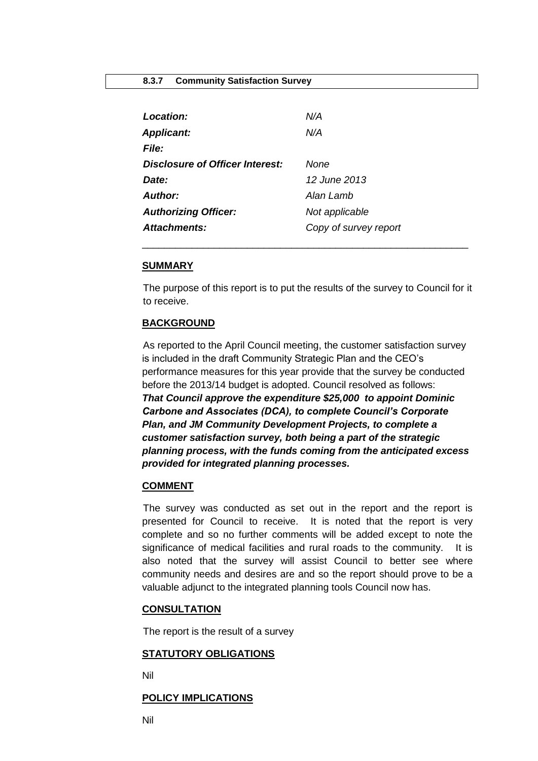## 8.3.7 Community Satisfaction Survey

| | |
|---|---|
| ***Location:*** | *N/A* |
| ***Applicant:*** | *N/A* |
| ***File:*** | |
| ***Disclosure of Officer Interest:*** | *None* |
| ***Date:*** | *12 June 2013* |
| ***Author:*** | *Alan Lamb* |
| ***Authorizing Officer:*** | *Not applicable* |
| ***Attachments:*** | *Copy of survey report* |

---

**SUMMARY**

The purpose of this report is to put the results of the survey to Council for it to receive.

**BACKGROUND**

As reported to the April Council meeting, the customer satisfaction survey is included in the draft Community Strategic Plan and the CEO's performance measures for this year provide that the survey be conducted before the 2013/14 budget is adopted. Council resolved as follows:

***That Council approve the expenditure $25,000 to appoint Dominic Carbone and Associates (DCA), to complete Council's Corporate Plan, and JM Community Development Projects, to complete a customer satisfaction survey, both being a part of the strategic planning process, with the funds coming from the anticipated excess provided for integrated planning processes.***

**COMMENT**

The survey was conducted as set out in the report and the report is presented for Council to receive. It is noted that the report is very complete and so no further comments will be added except to note the significance of medical facilities and rural roads to the community. It is also noted that the survey will assist Council to better see where community needs and desires are and so the report should prove to be a valuable adjunct to the integrated planning tools Council now has.

**CONSULTATION**

The report is the result of a survey

**STATUTORY OBLIGATIONS**

Nil

**POLICY IMPLICATIONS**

Nil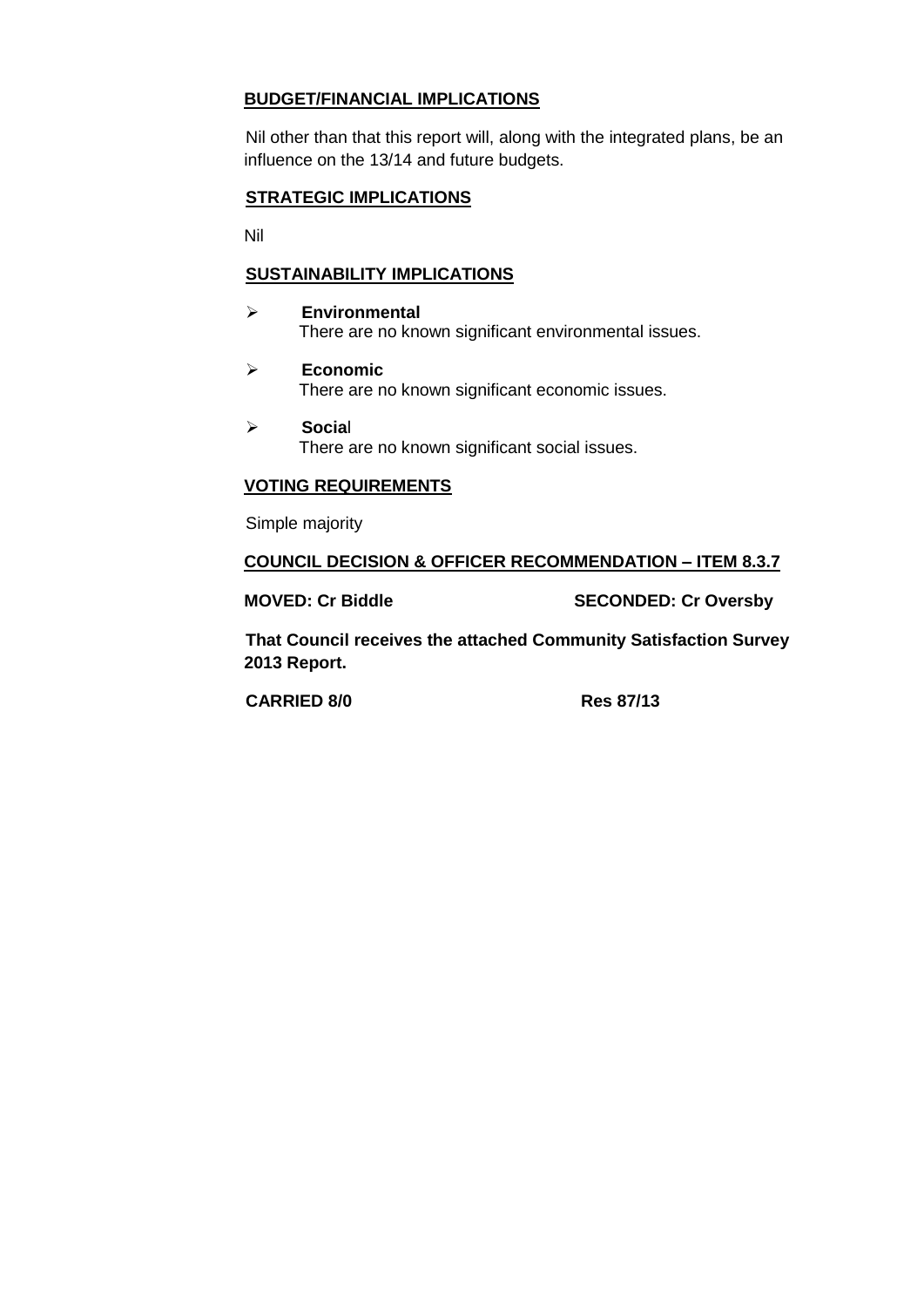**BUDGET/FINANCIAL IMPLICATIONS**

Nil other than that this report will, along with the integrated plans, be an influence on the 13/14 and future budgets.

**STRATEGIC IMPLICATIONS**

Nil

**SUSTAINABILITY IMPLICATIONS**

- **Environmental**
  There are no known significant environmental issues.
- **Economic**
  There are no known significant economic issues.
- **Social**
  There are no known significant social issues.

**VOTING REQUIREMENTS**

Simple majority

**COUNCIL DECISION & OFFICER RECOMMENDATION – ITEM 8.3.7**

**MOVED: Cr Biddle** **SECONDED: Cr Oversby**

**That Council receives the attached Community Satisfaction Survey 2013 Report.**

**CARRIED 8/0** **Res 87/13**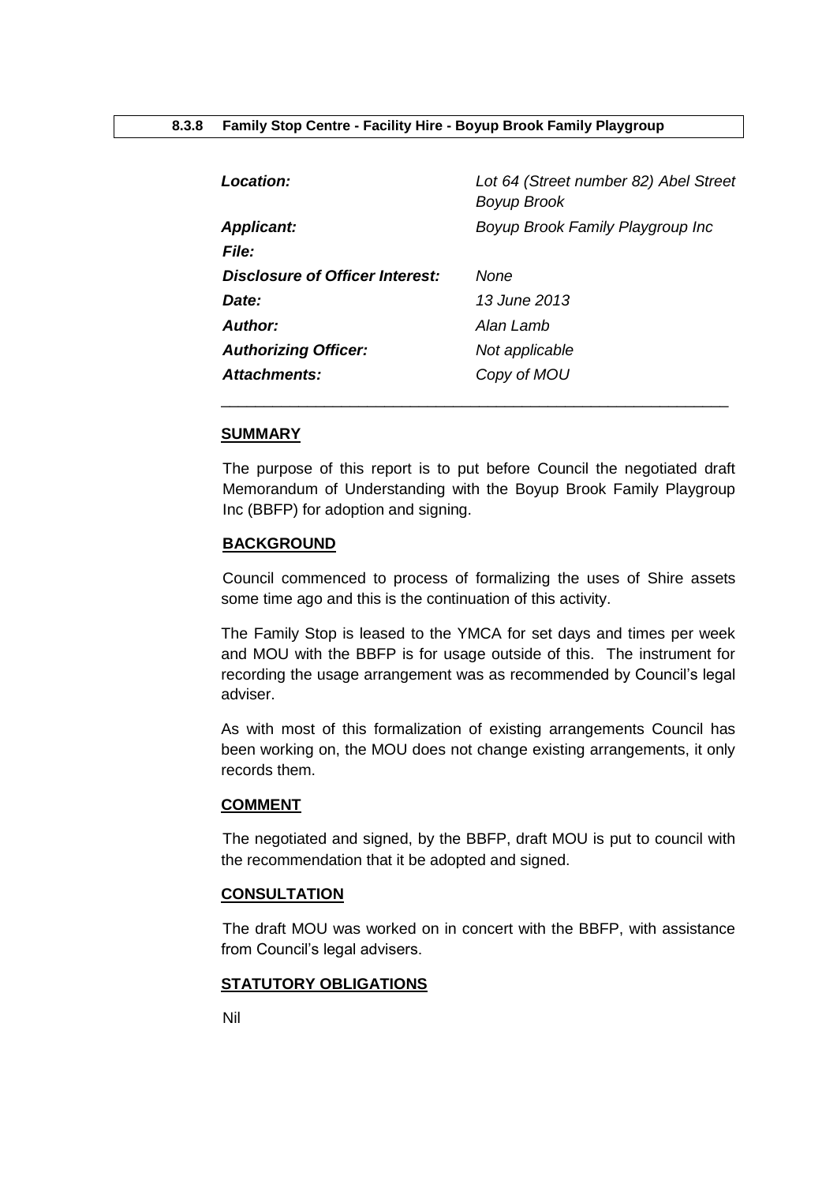### 8.3.8 Family Stop Centre - Facility Hire - Boyup Brook Family Playgroup

| | |
|---|---|
| ***Location:*** | *Lot 64 (Street number 82) Abel Street Boyup Brook* |
| ***Applicant:*** | *Boyup Brook Family Playgroup Inc* |
| ***File:*** | |
| ***Disclosure of Officer Interest:*** | *None* |
| ***Date:*** | *13 June 2013* |
| ***Author:*** | *Alan Lamb* |
| ***Authorizing Officer:*** | *Not applicable* |
| ***Attachments:*** | *Copy of MOU* |

**SUMMARY**

The purpose of this report is to put before Council the negotiated draft Memorandum of Understanding with the Boyup Brook Family Playgroup Inc (BBFP) for adoption and signing.

**BACKGROUND**

Council commenced to process of formalizing the uses of Shire assets some time ago and this is the continuation of this activity.

The Family Stop is leased to the YMCA for set days and times per week and MOU with the BBFP is for usage outside of this. The instrument for recording the usage arrangement was as recommended by Council's legal adviser.

As with most of this formalization of existing arrangements Council has been working on, the MOU does not change existing arrangements, it only records them.

**COMMENT**

The negotiated and signed, by the BBFP, draft MOU is put to council with the recommendation that it be adopted and signed.

**CONSULTATION**

The draft MOU was worked on in concert with the BBFP, with assistance from Council's legal advisers.

**STATUTORY OBLIGATIONS**

Nil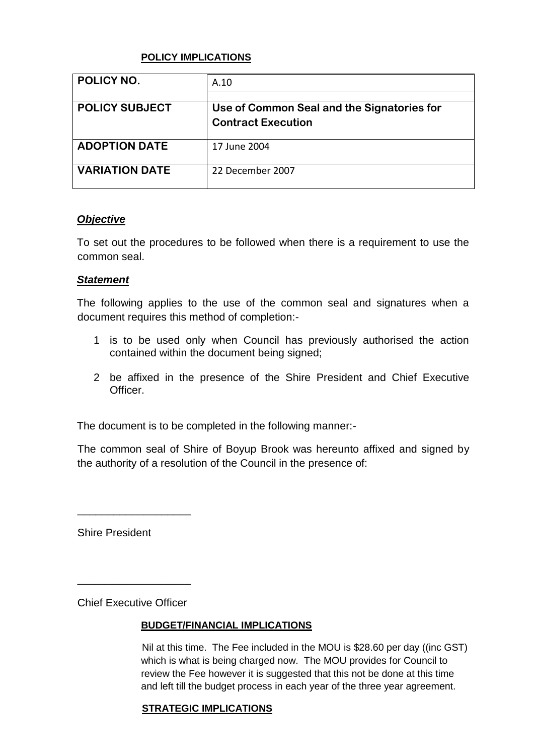**POLICY IMPLICATIONS**

| POLICY NO. | A.10 |
|---|---|
| **POLICY SUBJECT** | **Use of Common Seal and the Signatories for Contract Execution** |
| **ADOPTION DATE** | 17 June 2004 |
| **VARIATION DATE** | 22 December 2007 |

***Objective***

To set out the procedures to be followed when there is a requirement to use the common seal.

***Statement***

The following applies to the use of the common seal and signatures when a document requires this method of completion:-

1. is to be used only when Council has previously authorised the action contained within the document being signed;
2. be affixed in the presence of the Shire President and Chief Executive Officer.

The document is to be completed in the following manner:-

The common seal of Shire of Boyup Brook was hereunto affixed and signed by the authority of a resolution of the Council in the presence of:

___________________

Shire President

___________________

Chief Executive Officer

**BUDGET/FINANCIAL IMPLICATIONS**

Nil at this time. The Fee included in the MOU is $28.60 per day ((inc GST) which is what is being charged now. The MOU provides for Council to review the Fee however it is suggested that this not be done at this time and left till the budget process in each year of the three year agreement.

**STRATEGIC IMPLICATIONS**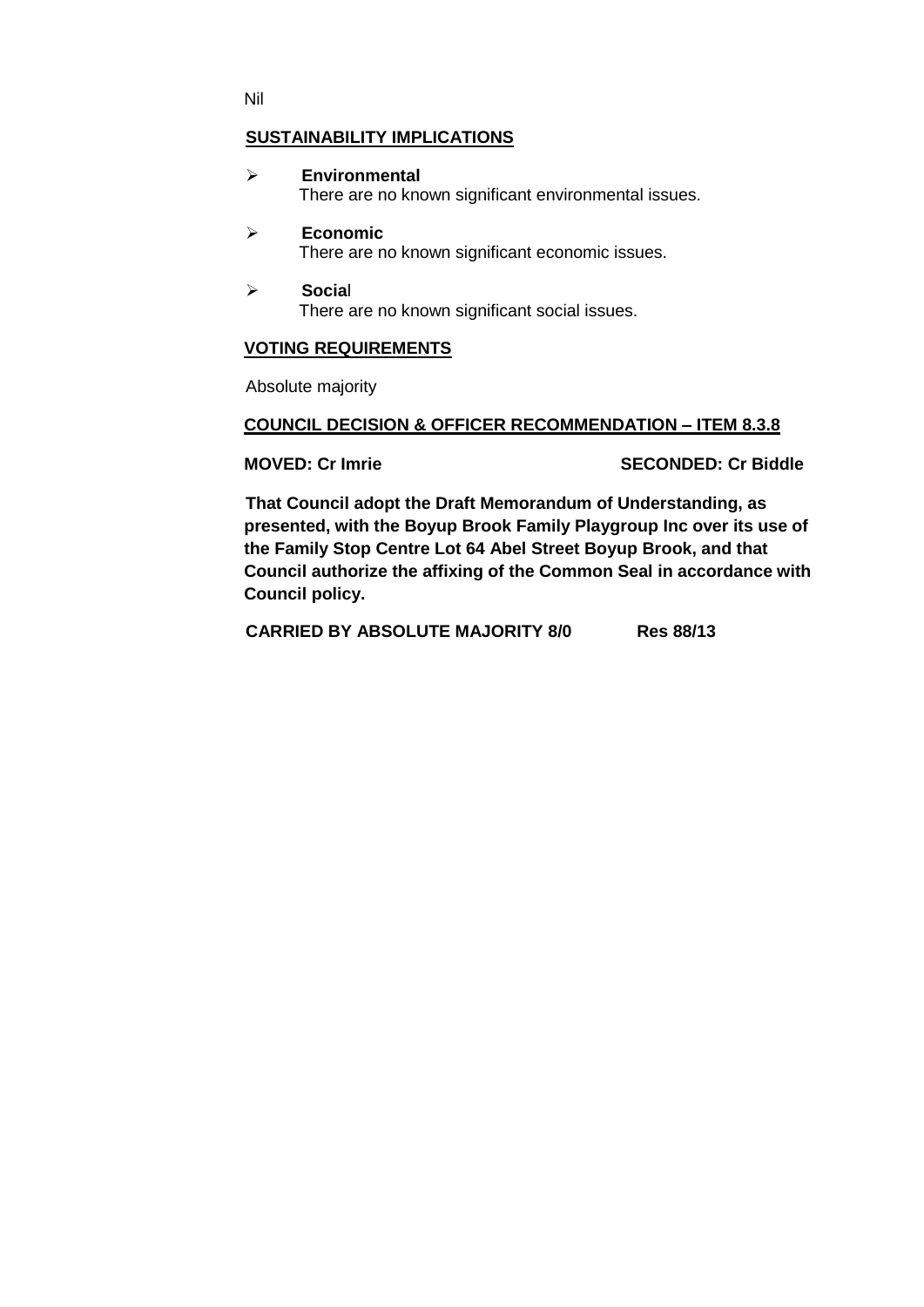Nil

**SUSTAINABILITY IMPLICATIONS**

- **Environmental**
  There are no known significant environmental issues.
- **Economic**
  There are no known significant economic issues.
- **Social**
  There are no known significant social issues.

**VOTING REQUIREMENTS**

Absolute majority

**COUNCIL DECISION & OFFICER RECOMMENDATION – ITEM 8.3.8**

**MOVED: Cr Imrie SECONDED: Cr Biddle**

**That Council adopt the Draft Memorandum of Understanding, as presented, with the Boyup Brook Family Playgroup Inc over its use of the Family Stop Centre Lot 64 Abel Street Boyup Brook, and that Council authorize the affixing of the Common Seal in accordance with Council policy.**

**CARRIED BY ABSOLUTE MAJORITY 8/0 Res 88/13**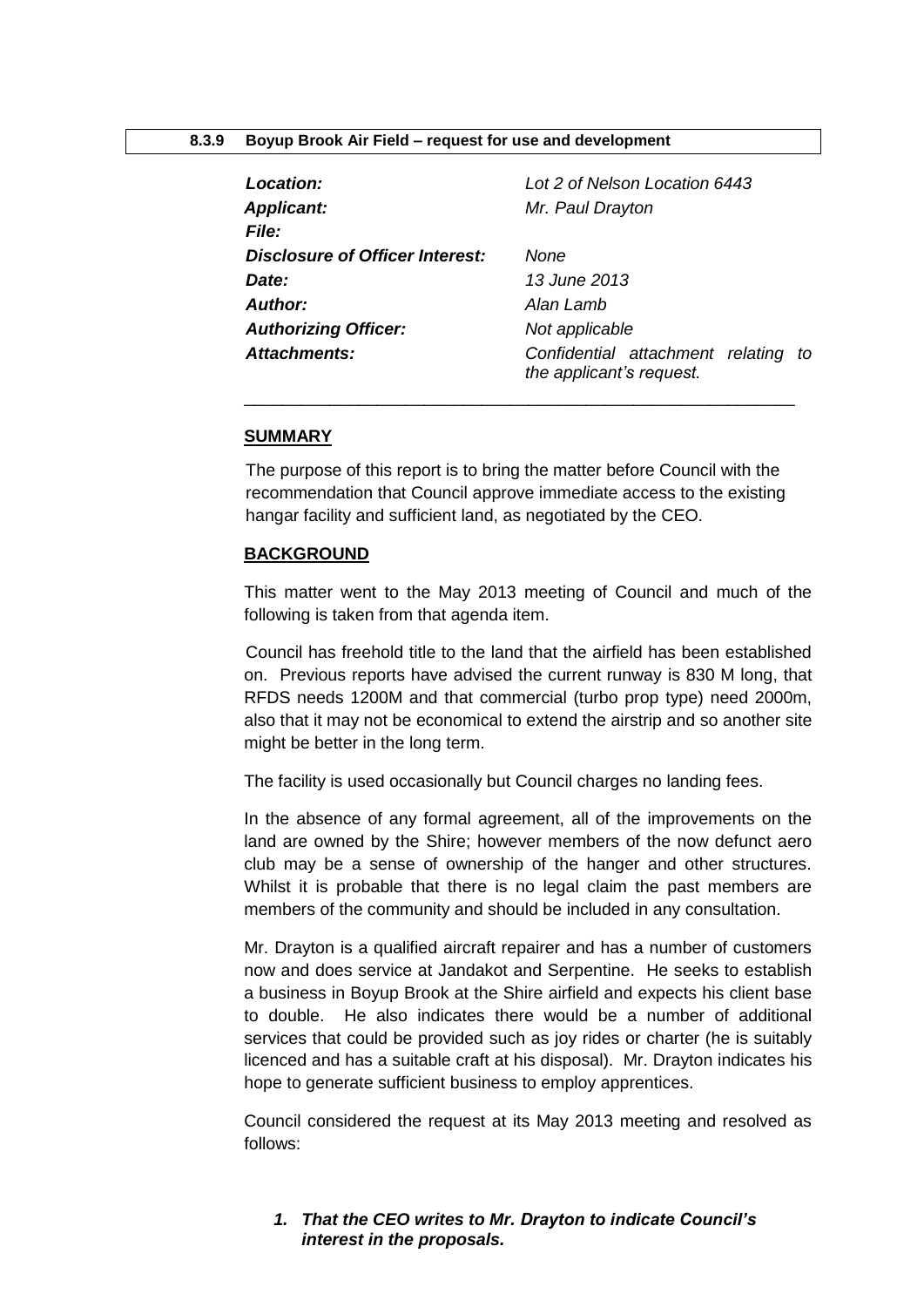## 8.3.9 Boyup Brook Air Field – request for use and development

| | |
|---|---|
| ***Location:*** | *Lot 2 of Nelson Location 6443* |
| ***Applicant:*** | *Mr. Paul Drayton* |
| ***File:*** | |
| ***Disclosure of Officer Interest:*** | *None* |
| ***Date:*** | *13 June 2013* |
| ***Author:*** | *Alan Lamb* |
| ***Authorizing Officer:*** | *Not applicable* |
| ***Attachments:*** | *Confidential attachment relating to the applicant's request.* |

---

### SUMMARY

The purpose of this report is to bring the matter before Council with the recommendation that Council approve immediate access to the existing hangar facility and sufficient land, as negotiated by the CEO.

### BACKGROUND

This matter went to the May 2013 meeting of Council and much of the following is taken from that agenda item.

Council has freehold title to the land that the airfield has been established on. Previous reports have advised the current runway is 830 M long, that RFDS needs 1200M and that commercial (turbo prop type) need 2000m, also that it may not be economical to extend the airstrip and so another site might be better in the long term.

The facility is used occasionally but Council charges no landing fees.

In the absence of any formal agreement, all of the improvements on the land are owned by the Shire; however members of the now defunct aero club may be a sense of ownership of the hanger and other structures. Whilst it is probable that there is no legal claim the past members are members of the community and should be included in any consultation.

Mr. Drayton is a qualified aircraft repairer and has a number of customers now and does service at Jandakot and Serpentine. He seeks to establish a business in Boyup Brook at the Shire airfield and expects his client base to double. He also indicates there would be a number of additional services that could be provided such as joy rides or charter (he is suitably licenced and has a suitable craft at his disposal). Mr. Drayton indicates his hope to generate sufficient business to employ apprentices.

Council considered the request at its May 2013 meeting and resolved as follows:

1. ***That the CEO writes to Mr. Drayton to indicate Council's interest in the proposals.***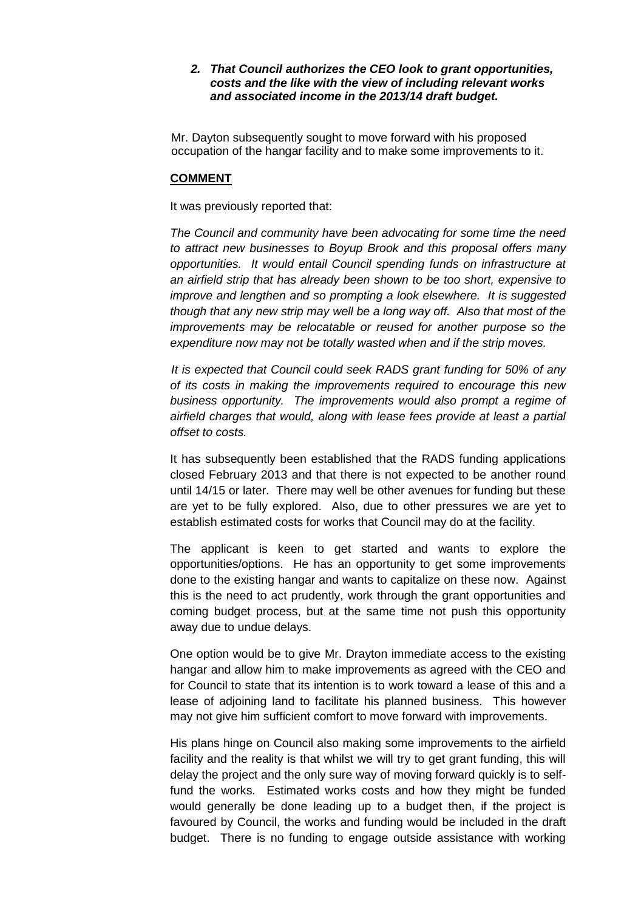2. ***That Council authorizes the CEO look to grant opportunities, costs and the like with the view of including relevant works and associated income in the 2013/14 draft budget.***

Mr. Dayton subsequently sought to move forward with his proposed occupation of the hangar facility and to make some improvements to it.

**COMMENT**

It was previously reported that:

*The Council and community have been advocating for some time the need to attract new businesses to Boyup Brook and this proposal offers many opportunities. It would entail Council spending funds on infrastructure at an airfield strip that has already been shown to be too short, expensive to improve and lengthen and so prompting a look elsewhere. It is suggested though that any new strip may well be a long way off. Also that most of the improvements may be relocatable or reused for another purpose so the expenditure now may not be totally wasted when and if the strip moves.*

*It is expected that Council could seek RADS grant funding for 50% of any of its costs in making the improvements required to encourage this new business opportunity. The improvements would also prompt a regime of airfield charges that would, along with lease fees provide at least a partial offset to costs.*

It has subsequently been established that the RADS funding applications closed February 2013 and that there is not expected to be another round until 14/15 or later. There may well be other avenues for funding but these are yet to be fully explored. Also, due to other pressures we are yet to establish estimated costs for works that Council may do at the facility.

The applicant is keen to get started and wants to explore the opportunities/options. He has an opportunity to get some improvements done to the existing hangar and wants to capitalize on these now. Against this is the need to act prudently, work through the grant opportunities and coming budget process, but at the same time not push this opportunity away due to undue delays.

One option would be to give Mr. Drayton immediate access to the existing hangar and allow him to make improvements as agreed with the CEO and for Council to state that its intention is to work toward a lease of this and a lease of adjoining land to facilitate his planned business. This however may not give him sufficient comfort to move forward with improvements.

His plans hinge on Council also making some improvements to the airfield facility and the reality is that whilst we will try to get grant funding, this will delay the project and the only sure way of moving forward quickly is to self-fund the works. Estimated works costs and how they might be funded would generally be done leading up to a budget then, if the project is favoured by Council, the works and funding would be included in the draft budget. There is no funding to engage outside assistance with working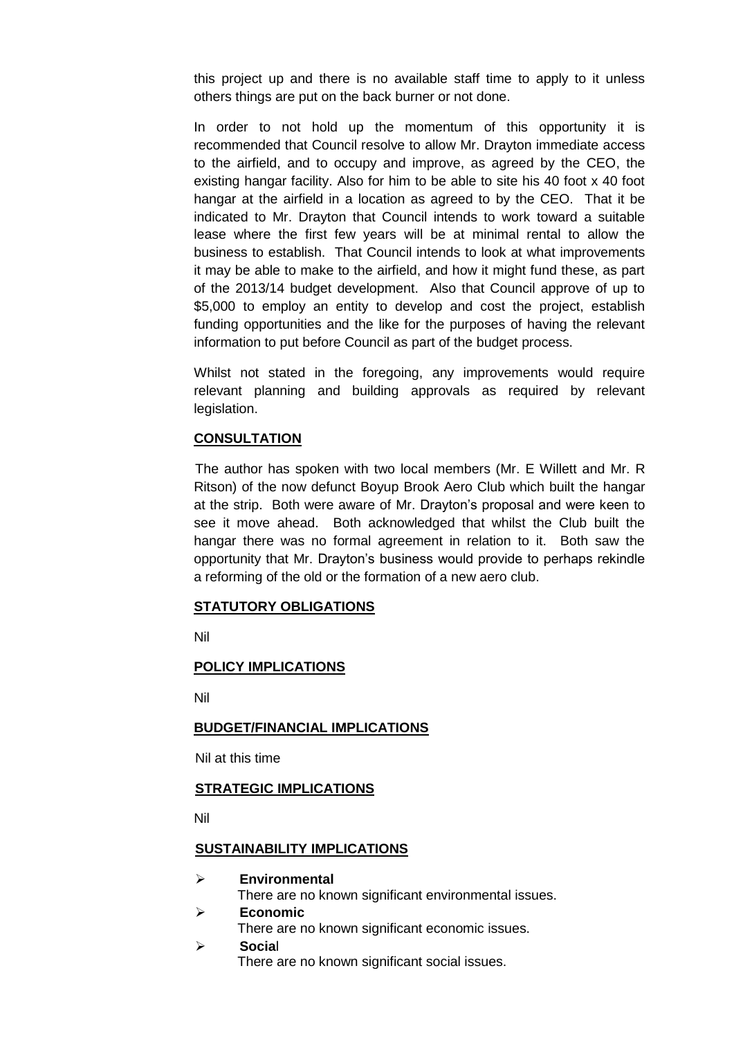this project up and there is no available staff time to apply to it unless others things are put on the back burner or not done.

In order to not hold up the momentum of this opportunity it is recommended that Council resolve to allow Mr. Drayton immediate access to the airfield, and to occupy and improve, as agreed by the CEO, the existing hangar facility. Also for him to be able to site his 40 foot x 40 foot hangar at the airfield in a location as agreed to by the CEO. That it be indicated to Mr. Drayton that Council intends to work toward a suitable lease where the first few years will be at minimal rental to allow the business to establish. That Council intends to look at what improvements it may be able to make to the airfield, and how it might fund these, as part of the 2013/14 budget development. Also that Council approve of up to $5,000 to employ an entity to develop and cost the project, establish funding opportunities and the like for the purposes of having the relevant information to put before Council as part of the budget process.

Whilst not stated in the foregoing, any improvements would require relevant planning and building approvals as required by relevant legislation.

**CONSULTATION**

The author has spoken with two local members (Mr. E Willett and Mr. R Ritson) of the now defunct Boyup Brook Aero Club which built the hangar at the strip. Both were aware of Mr. Drayton's proposal and were keen to see it move ahead. Both acknowledged that whilst the Club built the hangar there was no formal agreement in relation to it. Both saw the opportunity that Mr. Drayton's business would provide to perhaps rekindle a reforming of the old or the formation of a new aero club.

**STATUTORY OBLIGATIONS**

Nil

**POLICY IMPLICATIONS**

Nil

**BUDGET/FINANCIAL IMPLICATIONS**

Nil at this time

**STRATEGIC IMPLICATIONS**

Nil

**SUSTAINABILITY IMPLICATIONS**

- **Environmental**
  There are no known significant environmental issues.
- **Economic**
  There are no known significant economic issues.
- **Social**
  There are no known significant social issues.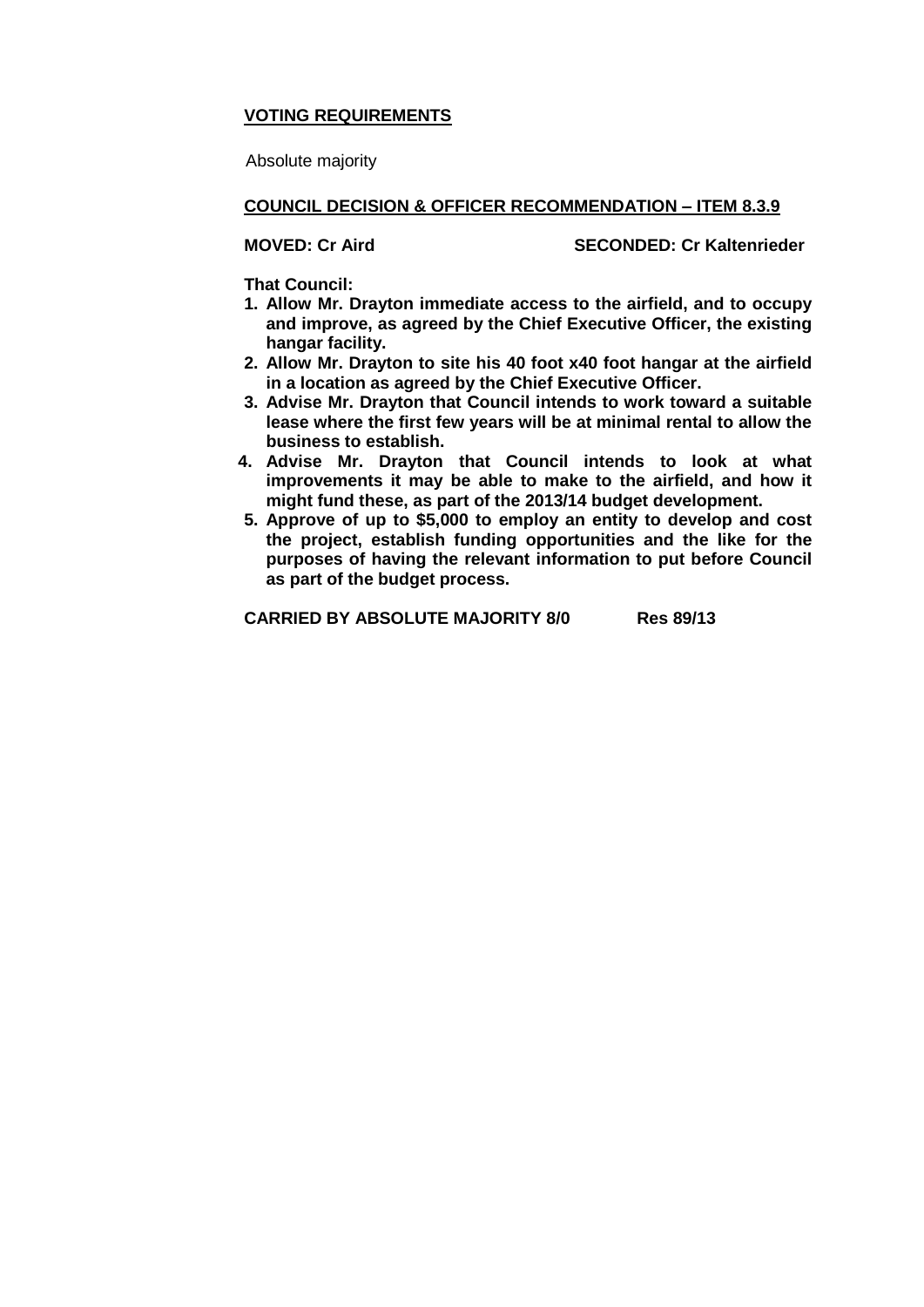**VOTING REQUIREMENTS**

Absolute majority

**COUNCIL DECISION & OFFICER RECOMMENDATION – ITEM 8.3.9**

**MOVED: Cr Aird** **SECONDED: Cr Kaltenrieder**

**That Council:**

1. **Allow Mr. Drayton immediate access to the airfield, and to occupy and improve, as agreed by the Chief Executive Officer, the existing hangar facility.**
2. **Allow Mr. Drayton to site his 40 foot x40 foot hangar at the airfield in a location as agreed by the Chief Executive Officer.**
3. **Advise Mr. Drayton that Council intends to work toward a suitable lease where the first few years will be at minimal rental to allow the business to establish.**
4. **Advise Mr. Drayton that Council intends to look at what improvements it may be able to make to the airfield, and how it might fund these, as part of the 2013/14 budget development.**
5. **Approve of up to $5,000 to employ an entity to develop and cost the project, establish funding opportunities and the like for the purposes of having the relevant information to put before Council as part of the budget process.**

**CARRIED BY ABSOLUTE MAJORITY 8/0** **Res 89/13**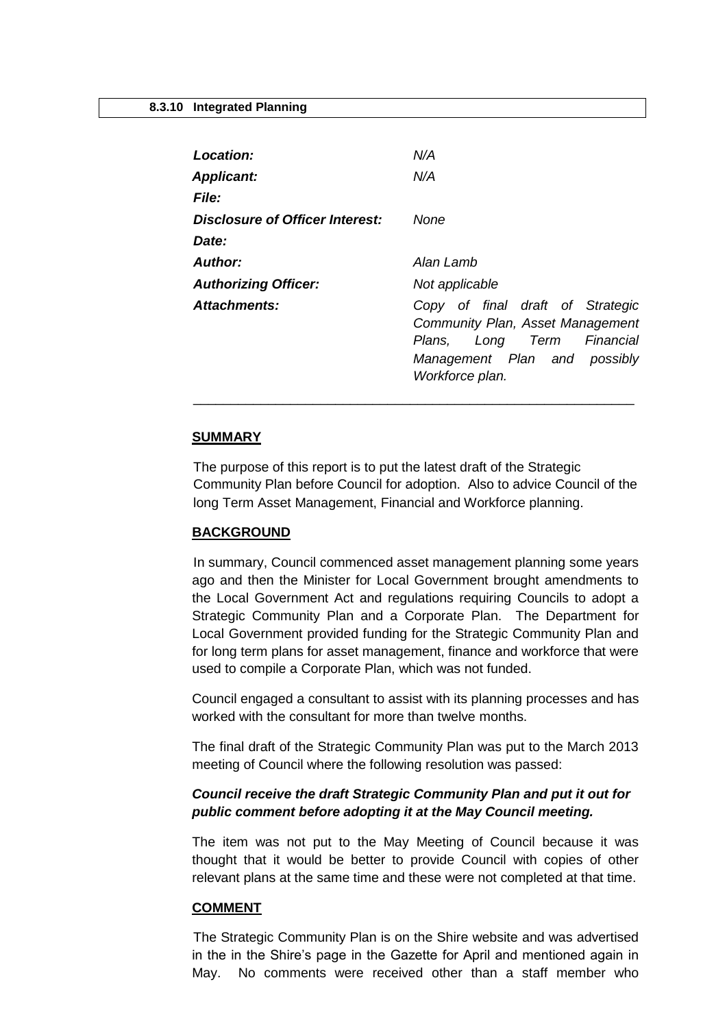**8.3.10 Integrated Planning**

| | |
|---|---|
| ***Location:*** | *N/A* |
| ***Applicant:*** | *N/A* |
| ***File:*** | |
| ***Disclosure of Officer Interest:*** | *None* |
| ***Date:*** | |
| ***Author:*** | *Alan Lamb* |
| ***Authorizing Officer:*** | *Not applicable* |
| ***Attachments:*** | *Copy of final draft of Strategic Community Plan, Asset Management Plans, Long Term Financial Management Plan and possibly Workforce plan.* |

---

## SUMMARY

The purpose of this report is to put the latest draft of the Strategic Community Plan before Council for adoption. Also to advice Council of the long Term Asset Management, Financial and Workforce planning.

## BACKGROUND

In summary, Council commenced asset management planning some years ago and then the Minister for Local Government brought amendments to the Local Government Act and regulations requiring Councils to adopt a Strategic Community Plan and a Corporate Plan. The Department for Local Government provided funding for the Strategic Community Plan and for long term plans for asset management, finance and workforce that were used to compile a Corporate Plan, which was not funded.

Council engaged a consultant to assist with its planning processes and has worked with the consultant for more than twelve months.

The final draft of the Strategic Community Plan was put to the March 2013 meeting of Council where the following resolution was passed:

***Council receive the draft Strategic Community Plan and put it out for public comment before adopting it at the May Council meeting.***

The item was not put to the May Meeting of Council because it was thought that it would be better to provide Council with copies of other relevant plans at the same time and these were not completed at that time.

## COMMENT

The Strategic Community Plan is on the Shire website and was advertised in the in the Shire's page in the Gazette for April and mentioned again in May. No comments were received other than a staff member who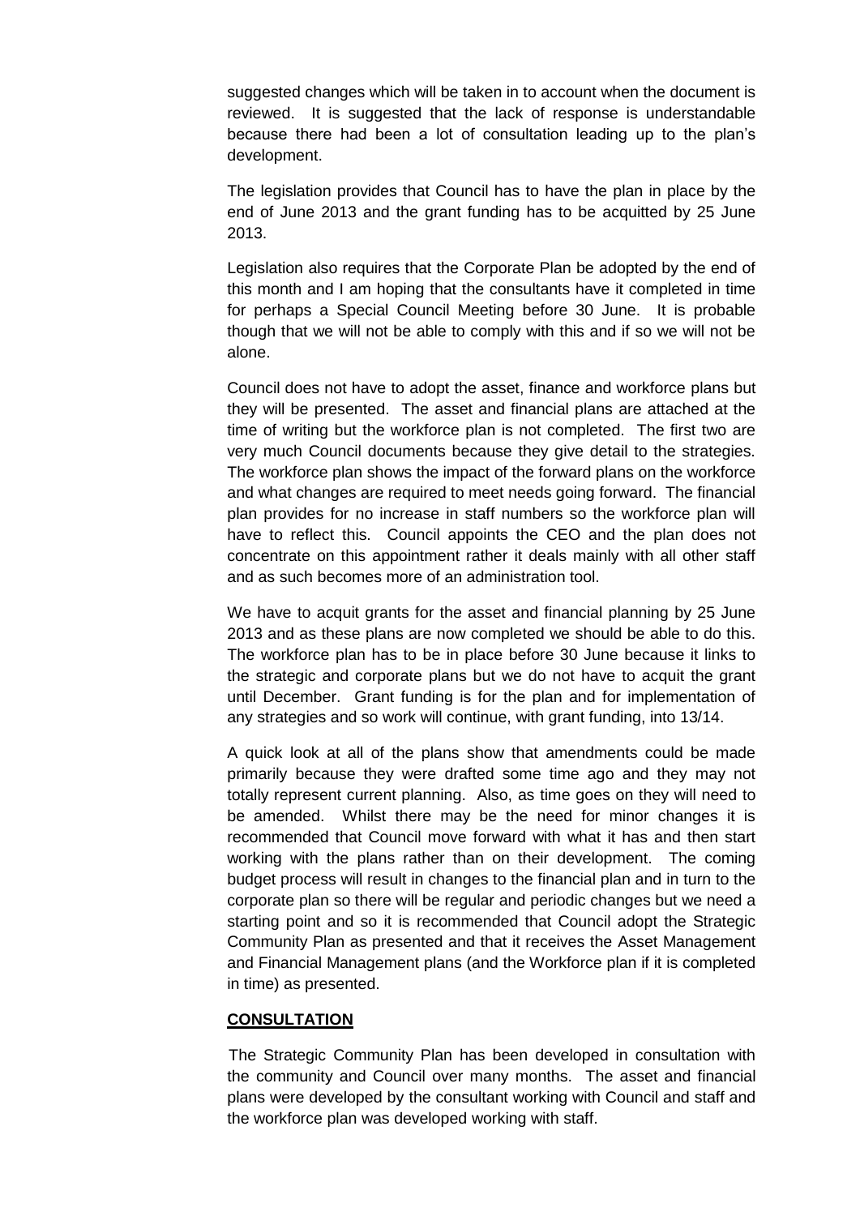suggested changes which will be taken in to account when the document is reviewed. It is suggested that the lack of response is understandable because there had been a lot of consultation leading up to the plan's development.

The legislation provides that Council has to have the plan in place by the end of June 2013 and the grant funding has to be acquitted by 25 June 2013.

Legislation also requires that the Corporate Plan be adopted by the end of this month and I am hoping that the consultants have it completed in time for perhaps a Special Council Meeting before 30 June. It is probable though that we will not be able to comply with this and if so we will not be alone.

Council does not have to adopt the asset, finance and workforce plans but they will be presented. The asset and financial plans are attached at the time of writing but the workforce plan is not completed. The first two are very much Council documents because they give detail to the strategies. The workforce plan shows the impact of the forward plans on the workforce and what changes are required to meet needs going forward. The financial plan provides for no increase in staff numbers so the workforce plan will have to reflect this. Council appoints the CEO and the plan does not concentrate on this appointment rather it deals mainly with all other staff and as such becomes more of an administration tool.

We have to acquit grants for the asset and financial planning by 25 June 2013 and as these plans are now completed we should be able to do this. The workforce plan has to be in place before 30 June because it links to the strategic and corporate plans but we do not have to acquit the grant until December. Grant funding is for the plan and for implementation of any strategies and so work will continue, with grant funding, into 13/14.

A quick look at all of the plans show that amendments could be made primarily because they were drafted some time ago and they may not totally represent current planning. Also, as time goes on they will need to be amended. Whilst there may be the need for minor changes it is recommended that Council move forward with what it has and then start working with the plans rather than on their development. The coming budget process will result in changes to the financial plan and in turn to the corporate plan so there will be regular and periodic changes but we need a starting point and so it is recommended that Council adopt the Strategic Community Plan as presented and that it receives the Asset Management and Financial Management plans (and the Workforce plan if it is completed in time) as presented.

**CONSULTATION**

The Strategic Community Plan has been developed in consultation with the community and Council over many months. The asset and financial plans were developed by the consultant working with Council and staff and the workforce plan was developed working with staff.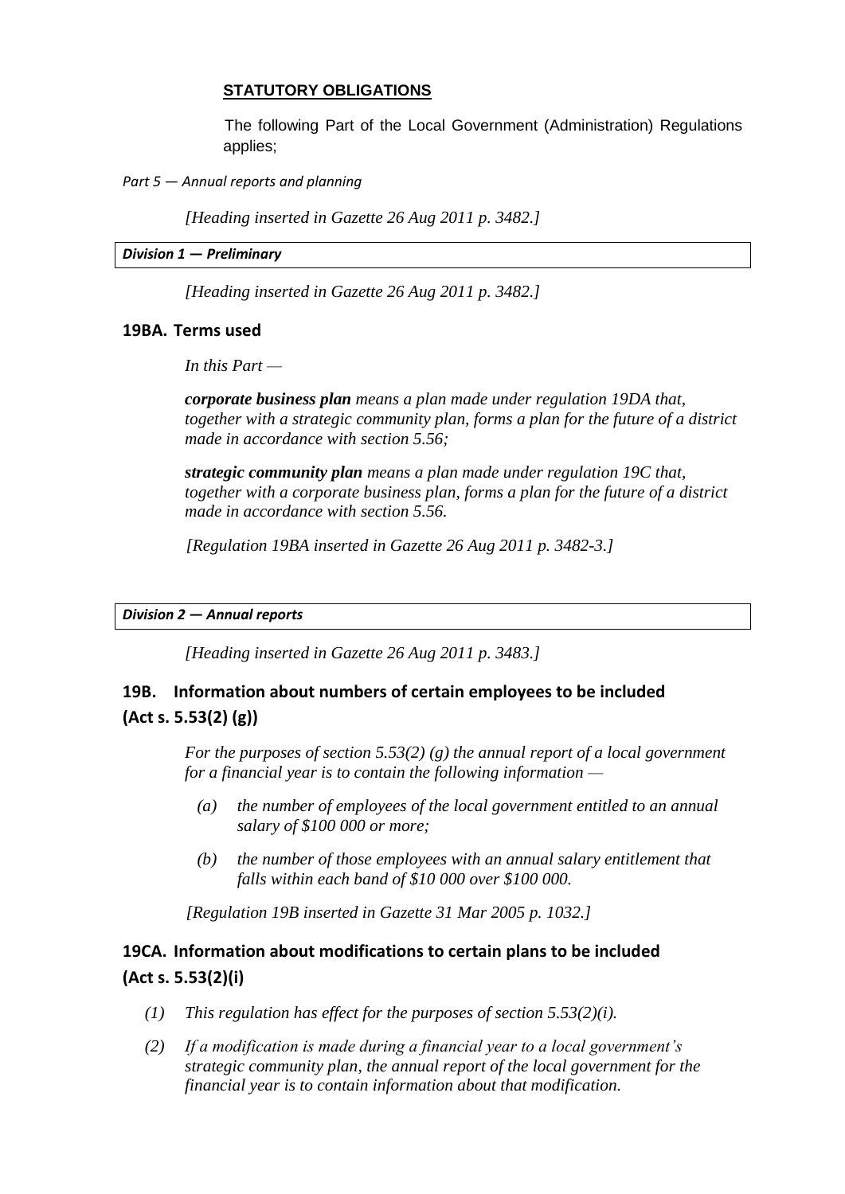## STATUTORY OBLIGATIONS

The following Part of the Local Government (Administration) Regulations applies;

*Part 5 — Annual reports and planning*

*[Heading inserted in Gazette 26 Aug 2011 p. 3482.]*

***Division 1 — Preliminary***

*[Heading inserted in Gazette 26 Aug 2011 p. 3482.]*

### 19BA. Terms used

*In this Part —*

***corporate business plan*** *means a plan made under regulation 19DA that, together with a strategic community plan, forms a plan for the future of a district made in accordance with section 5.56;*

***strategic community plan*** *means a plan made under regulation 19C that, together with a corporate business plan, forms a plan for the future of a district made in accordance with section 5.56.*

*[Regulation 19BA inserted in Gazette 26 Aug 2011 p. 3482-3.]*

***Division 2 — Annual reports***

*[Heading inserted in Gazette 26 Aug 2011 p. 3483.]*

### 19B. Information about numbers of certain employees to be included (Act s. 5.53(2) (g))

*For the purposes of section 5.53(2) (g) the annual report of a local government for a financial year is to contain the following information —*

- *(a) the number of employees of the local government entitled to an annual salary of $100 000 or more;*
- *(b) the number of those employees with an annual salary entitlement that falls within each band of $10 000 over $100 000.*

*[Regulation 19B inserted in Gazette 31 Mar 2005 p. 1032.]*

### 19CA. Information about modifications to certain plans to be included (Act s. 5.53(2)(i)

*(1) This regulation has effect for the purposes of section 5.53(2)(i).*

*(2) If a modification is made during a financial year to a local government's strategic community plan, the annual report of the local government for the financial year is to contain information about that modification.*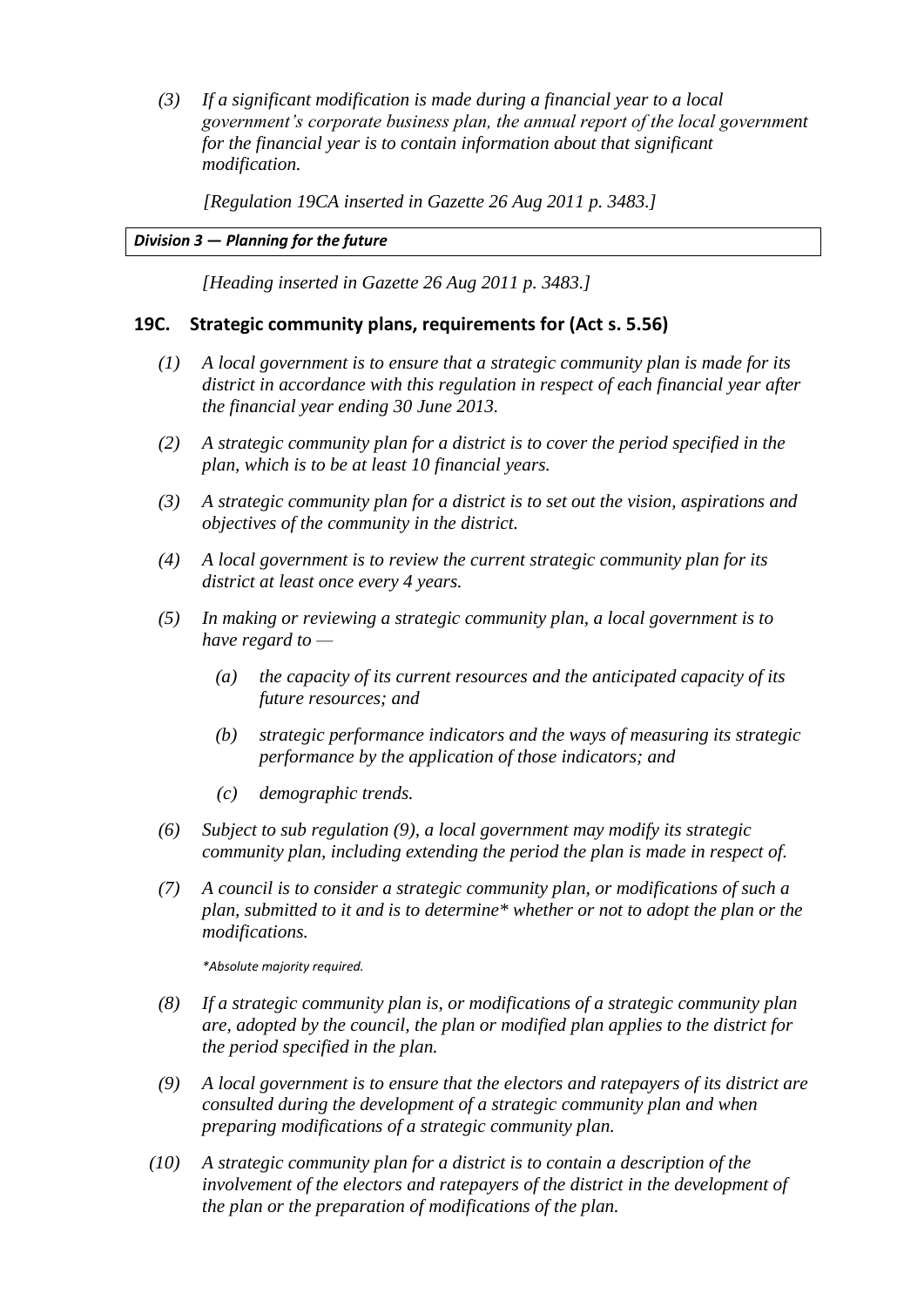*(3) If a significant modification is made during a financial year to a local government's corporate business plan, the annual report of the local government for the financial year is to contain information about that significant modification.*

*[Regulation 19CA inserted in Gazette 26 Aug 2011 p. 3483.]*

***Division 3 — Planning for the future***

*[Heading inserted in Gazette 26 Aug 2011 p. 3483.]*

## 19C. Strategic community plans, requirements for (Act s. 5.56)

*(1) A local government is to ensure that a strategic community plan is made for its district in accordance with this regulation in respect of each financial year after the financial year ending 30 June 2013.*

*(2) A strategic community plan for a district is to cover the period specified in the plan, which is to be at least 10 financial years.*

*(3) A strategic community plan for a district is to set out the vision, aspirations and objectives of the community in the district.*

*(4) A local government is to review the current strategic community plan for its district at least once every 4 years.*

*(5) In making or reviewing a strategic community plan, a local government is to have regard to —*

*(a) the capacity of its current resources and the anticipated capacity of its future resources; and*

*(b) strategic performance indicators and the ways of measuring its strategic performance by the application of those indicators; and*

*(c) demographic trends.*

*(6) Subject to sub regulation (9), a local government may modify its strategic community plan, including extending the period the plan is made in respect of.*

*(7) A council is to consider a strategic community plan, or modifications of such a plan, submitted to it and is to determine* whether or not to adopt the plan or the modifications.*

*\*Absolute majority required.*

*(8) If a strategic community plan is, or modifications of a strategic community plan are, adopted by the council, the plan or modified plan applies to the district for the period specified in the plan.*

*(9) A local government is to ensure that the electors and ratepayers of its district are consulted during the development of a strategic community plan and when preparing modifications of a strategic community plan.*

*(10) A strategic community plan for a district is to contain a description of the involvement of the electors and ratepayers of the district in the development of the plan or the preparation of modifications of the plan.*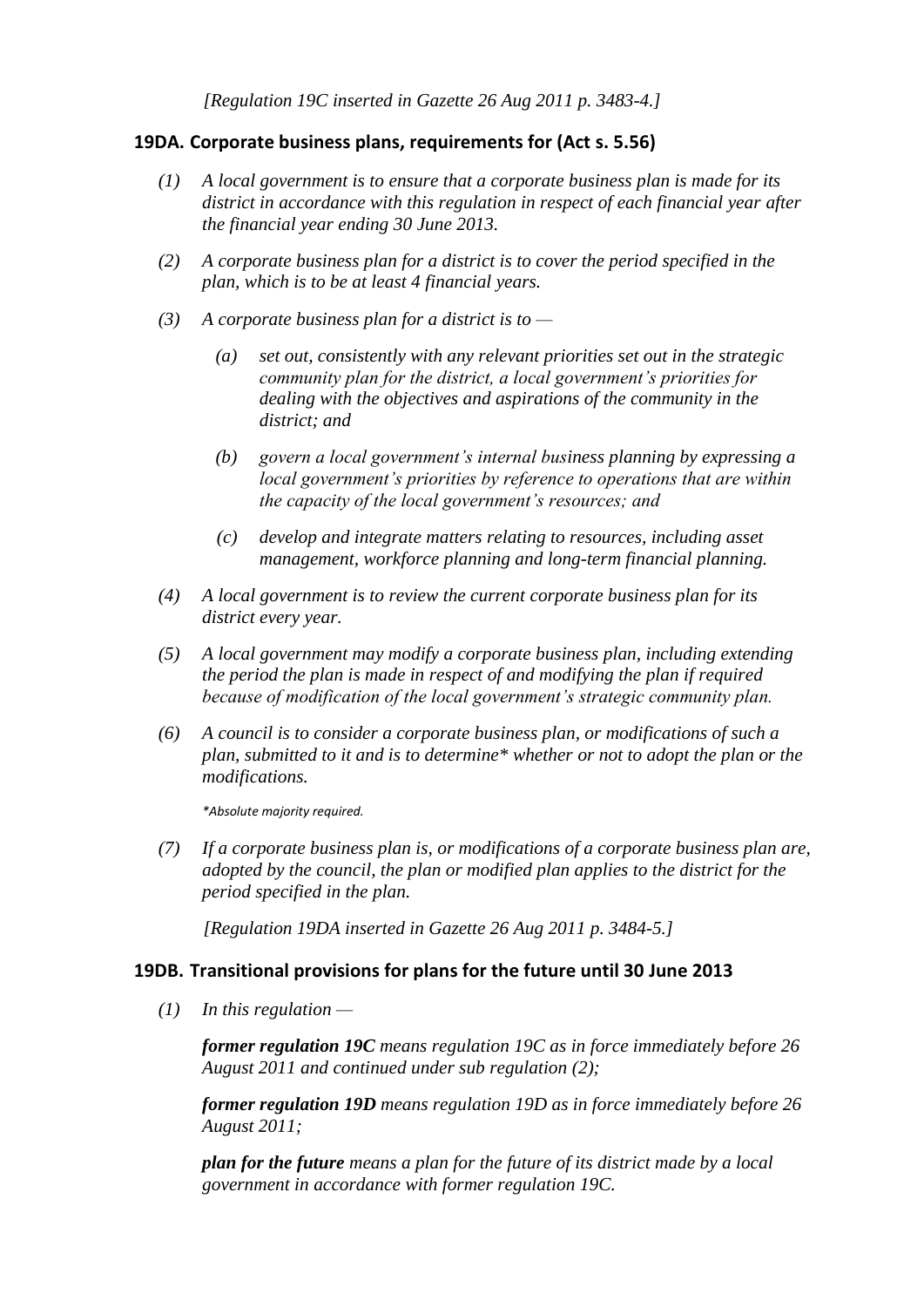*[Regulation 19C inserted in Gazette 26 Aug 2011 p. 3483-4.]*

### 19DA. Corporate business plans, requirements for (Act s. 5.56)

*(1) A local government is to ensure that a corporate business plan is made for its district in accordance with this regulation in respect of each financial year after the financial year ending 30 June 2013.*

*(2) A corporate business plan for a district is to cover the period specified in the plan, which is to be at least 4 financial years.*

*(3) A corporate business plan for a district is to —*

*(a) set out, consistently with any relevant priorities set out in the strategic community plan for the district, a local government's priorities for dealing with the objectives and aspirations of the community in the district; and*

*(b) govern a local government's internal business planning by expressing a local government's priorities by reference to operations that are within the capacity of the local government's resources; and*

*(c) develop and integrate matters relating to resources, including asset management, workforce planning and long-term financial planning.*

*(4) A local government is to review the current corporate business plan for its district every year.*

*(5) A local government may modify a corporate business plan, including extending the period the plan is made in respect of and modifying the plan if required because of modification of the local government's strategic community plan.*

*(6) A council is to consider a corporate business plan, or modifications of such a plan, submitted to it and is to determine* whether or not to adopt the plan or the modifications.*

**Absolute majority required.*

*(7) If a corporate business plan is, or modifications of a corporate business plan are, adopted by the council, the plan or modified plan applies to the district for the period specified in the plan.*

*[Regulation 19DA inserted in Gazette 26 Aug 2011 p. 3484-5.]*

### 19DB. Transitional provisions for plans for the future until 30 June 2013

*(1) In this regulation —*

***former regulation 19C*** *means regulation 19C as in force immediately before 26 August 2011 and continued under sub regulation (2);*

***former regulation 19D*** *means regulation 19D as in force immediately before 26 August 2011;*

***plan for the future*** *means a plan for the future of its district made by a local government in accordance with former regulation 19C.*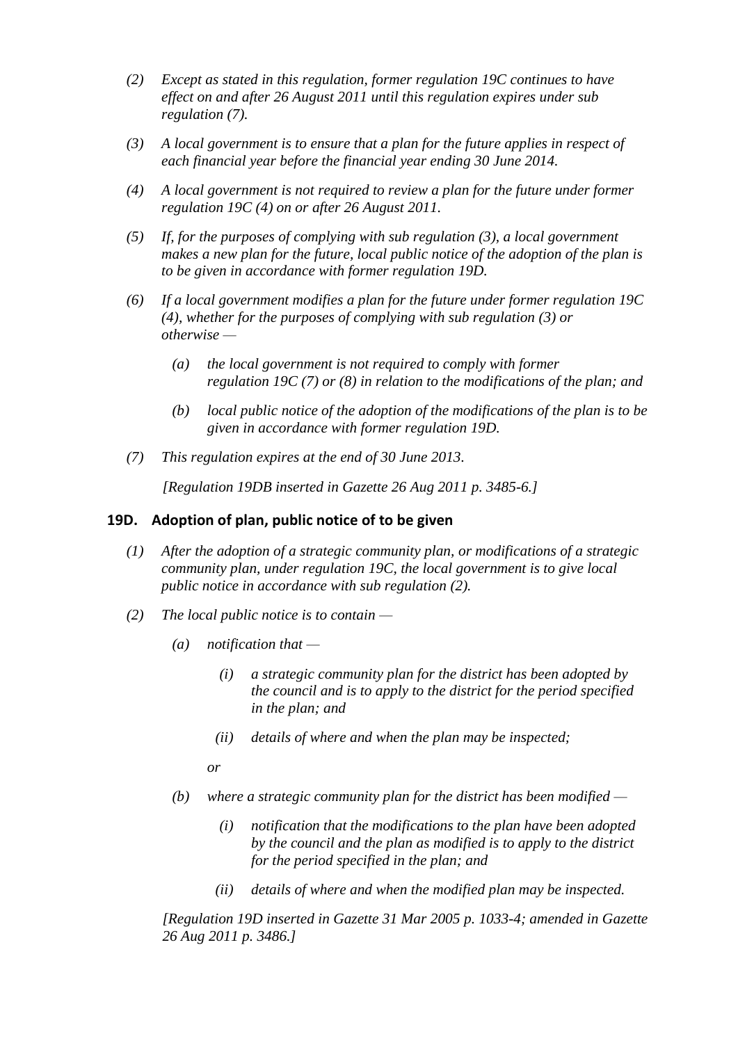*(2) Except as stated in this regulation, former regulation 19C continues to have effect on and after 26 August 2011 until this regulation expires under sub regulation (7).*

*(3) A local government is to ensure that a plan for the future applies in respect of each financial year before the financial year ending 30 June 2014.*

*(4) A local government is not required to review a plan for the future under former regulation 19C (4) on or after 26 August 2011.*

*(5) If, for the purposes of complying with sub regulation (3), a local government makes a new plan for the future, local public notice of the adoption of the plan is to be given in accordance with former regulation 19D.*

*(6) If a local government modifies a plan for the future under former regulation 19C (4), whether for the purposes of complying with sub regulation (3) or otherwise —*

*(a) the local government is not required to comply with former regulation 19C (7) or (8) in relation to the modifications of the plan; and*

*(b) local public notice of the adoption of the modifications of the plan is to be given in accordance with former regulation 19D.*

*(7) This regulation expires at the end of 30 June 2013.*

*[Regulation 19DB inserted in Gazette 26 Aug 2011 p. 3485-6.]*

### 19D. Adoption of plan, public notice of to be given

*(1) After the adoption of a strategic community plan, or modifications of a strategic community plan, under regulation 19C, the local government is to give local public notice in accordance with sub regulation (2).*

*(2) The local public notice is to contain —*

*(a) notification that —*

*(i) a strategic community plan for the district has been adopted by the council and is to apply to the district for the period specified in the plan; and*

*(ii) details of where and when the plan may be inspected;*

*or*

*(b) where a strategic community plan for the district has been modified —*

*(i) notification that the modifications to the plan have been adopted by the council and the plan as modified is to apply to the district for the period specified in the plan; and*

*(ii) details of where and when the modified plan may be inspected.*

*[Regulation 19D inserted in Gazette 31 Mar 2005 p. 1033-4; amended in Gazette 26 Aug 2011 p. 3486.]*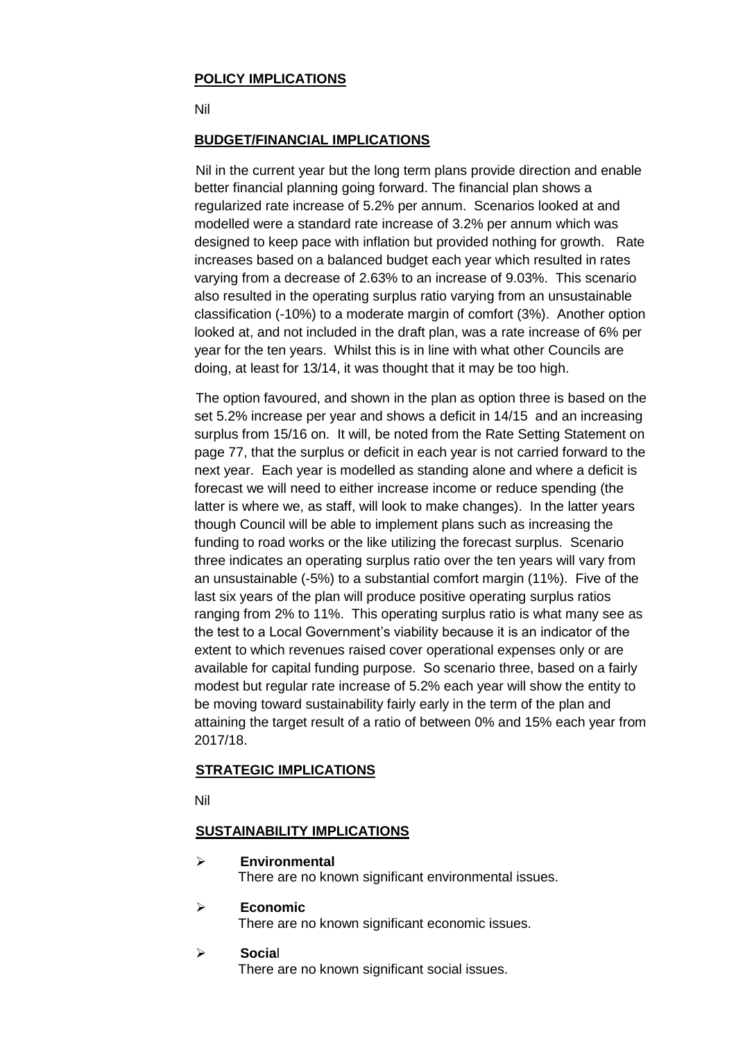## POLICY IMPLICATIONS

Nil

## BUDGET/FINANCIAL IMPLICATIONS

Nil in the current year but the long term plans provide direction and enable better financial planning going forward. The financial plan shows a regularized rate increase of 5.2% per annum. Scenarios looked at and modelled were a standard rate increase of 3.2% per annum which was designed to keep pace with inflation but provided nothing for growth. Rate increases based on a balanced budget each year which resulted in rates varying from a decrease of 2.63% to an increase of 9.03%. This scenario also resulted in the operating surplus ratio varying from an unsustainable classification (-10%) to a moderate margin of comfort (3%). Another option looked at, and not included in the draft plan, was a rate increase of 6% per year for the ten years. Whilst this is in line with what other Councils are doing, at least for 13/14, it was thought that it may be too high.

The option favoured, and shown in the plan as option three is based on the set 5.2% increase per year and shows a deficit in 14/15 and an increasing surplus from 15/16 on. It will, be noted from the Rate Setting Statement on page 77, that the surplus or deficit in each year is not carried forward to the next year. Each year is modelled as standing alone and where a deficit is forecast we will need to either increase income or reduce spending (the latter is where we, as staff, will look to make changes). In the latter years though Council will be able to implement plans such as increasing the funding to road works or the like utilizing the forecast surplus. Scenario three indicates an operating surplus ratio over the ten years will vary from an unsustainable (-5%) to a substantial comfort margin (11%). Five of the last six years of the plan will produce positive operating surplus ratios ranging from 2% to 11%. This operating surplus ratio is what many see as the test to a Local Government's viability because it is an indicator of the extent to which revenues raised cover operational expenses only or are available for capital funding purpose. So scenario three, based on a fairly modest but regular rate increase of 5.2% each year will show the entity to be moving toward sustainability fairly early in the term of the plan and attaining the target result of a ratio of between 0% and 15% each year from 2017/18.

## STRATEGIC IMPLICATIONS

Nil

## SUSTAINABILITY IMPLICATIONS

- **Environmental**
  There are no known significant environmental issues.
- **Economic**
  There are no known significant economic issues.
- **Social**
  There are no known significant social issues.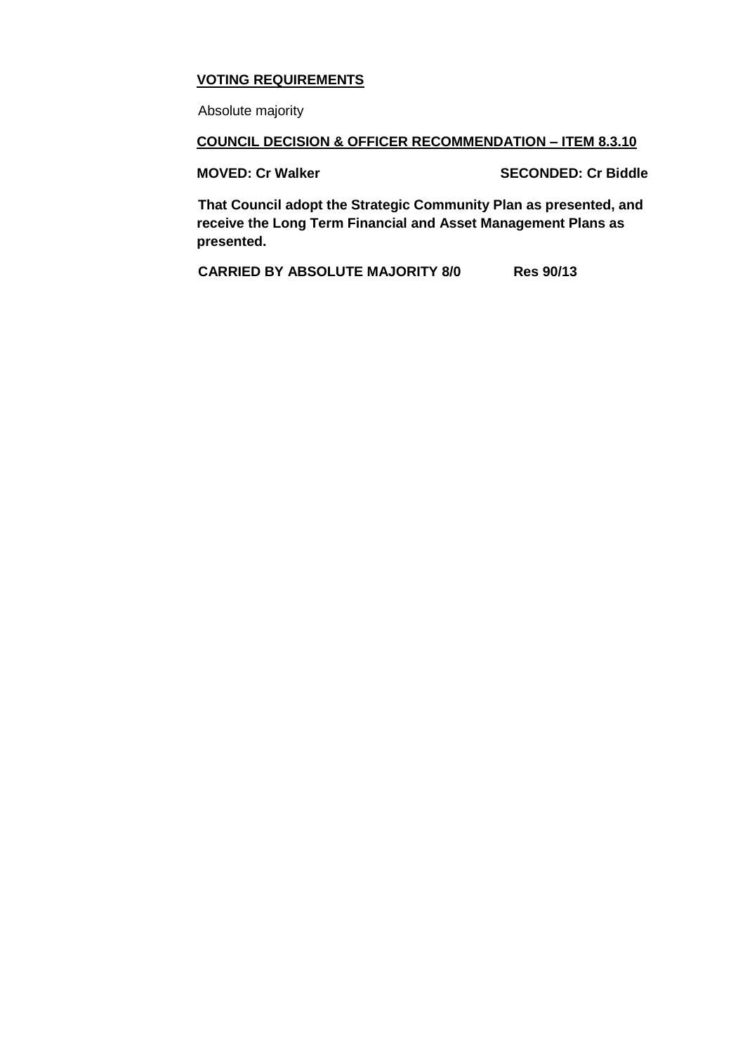**VOTING REQUIREMENTS**

Absolute majority

**COUNCIL DECISION & OFFICER RECOMMENDATION – ITEM 8.3.10**

**MOVED: Cr Walker** **SECONDED: Cr Biddle**

**That Council adopt the Strategic Community Plan as presented, and receive the Long Term Financial and Asset Management Plans as presented.**

**CARRIED BY ABSOLUTE MAJORITY 8/0** **Res 90/13**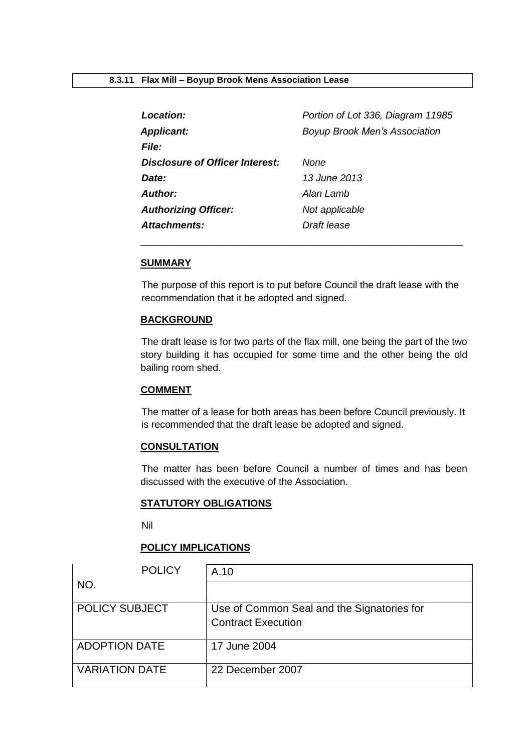### 8.3.11 Flax Mill – Boyup Brook Mens Association Lease

| | |
|---|---|
| ***Location:*** | *Portion of Lot 336, Diagram 11985* |
| ***Applicant:*** | *Boyup Brook Men's Association* |
| ***File:*** | |
| ***Disclosure of Officer Interest:*** | *None* |
| ***Date:*** | *13 June 2013* |
| ***Author:*** | *Alan Lamb* |
| ***Authorizing Officer:*** | *Not applicable* |
| ***Attachments:*** | *Draft lease* |

---

**SUMMARY**

The purpose of this report is to put before Council the draft lease with the recommendation that it be adopted and signed.

**BACKGROUND**

The draft lease is for two parts of the flax mill, one being the part of the two story building it has occupied for some time and the other being the old bailing room shed.

**COMMENT**

The matter of a lease for both areas has been before Council previously. It is recommended that the draft lease be adopted and signed.

**CONSULTATION**

The matter has been before Council a number of times and has been discussed with the executive of the Association.

**STATUTORY OBLIGATIONS**

Nil

**POLICY IMPLICATIONS**

| POLICY NO. | A.10 |
|---|---|
| POLICY SUBJECT | Use of Common Seal and the Signatories for Contract Execution |
| ADOPTION DATE | 17 June 2004 |
| VARIATION DATE | 22 December 2007 |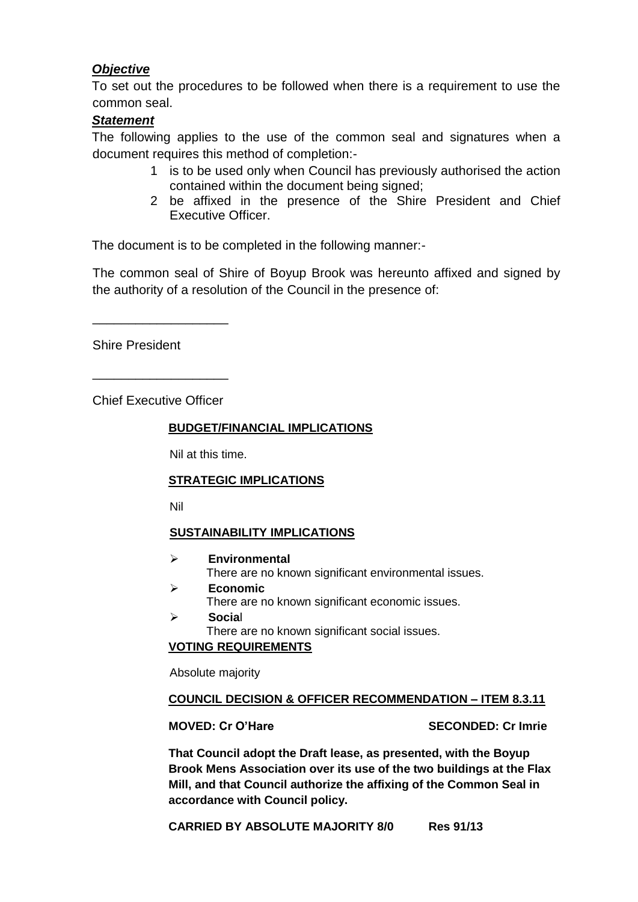***Objective***

To set out the procedures to be followed when there is a requirement to use the common seal.

***Statement***

The following applies to the use of the common seal and signatures when a document requires this method of completion:-

1. is to be used only when Council has previously authorised the action contained within the document being signed;
2. be affixed in the presence of the Shire President and Chief Executive Officer.

The document is to be completed in the following manner:-

The common seal of Shire of Boyup Brook was hereunto affixed and signed by the authority of a resolution of the Council in the presence of:

___________________

Shire President

___________________

Chief Executive Officer

**BUDGET/FINANCIAL IMPLICATIONS**

Nil at this time.

**STRATEGIC IMPLICATIONS**

Nil

**SUSTAINABILITY IMPLICATIONS**

- **Environmental**
  There are no known significant environmental issues.
- **Economic**
  There are no known significant economic issues.
- **Social**
  There are no known significant social issues.

**VOTING REQUIREMENTS**

Absolute majority

**COUNCIL DECISION & OFFICER RECOMMENDATION – ITEM 8.3.11**

**MOVED: Cr O'Hare** **SECONDED: Cr Imrie**

**That Council adopt the Draft lease, as presented, with the Boyup Brook Mens Association over its use of the two buildings at the Flax Mill, and that Council authorize the affixing of the Common Seal in accordance with Council policy.**

**CARRIED BY ABSOLUTE MAJORITY 8/0** **Res 91/13**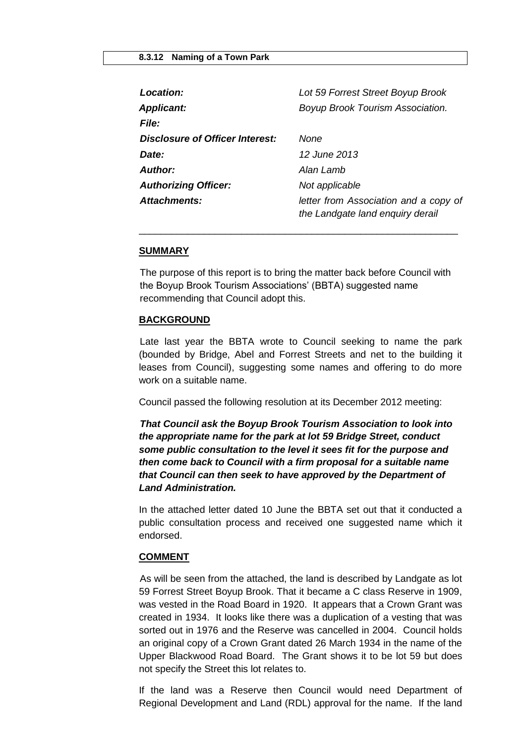**8.3.12 Naming of a Town Park**

| | |
|---|---|
| ***Location:*** | *Lot 59 Forrest Street Boyup Brook* |
| ***Applicant:*** | *Boyup Brook Tourism Association.* |
| ***File:*** | |
| ***Disclosure of Officer Interest:*** | *None* |
| ***Date:*** | *12 June 2013* |
| ***Author:*** | *Alan Lamb* |
| ***Authorizing Officer:*** | *Not applicable* |
| ***Attachments:*** | *letter from Association and a copy of the Landgate land enquiry derail* |

---

**SUMMARY**

The purpose of this report is to bring the matter back before Council with the Boyup Brook Tourism Associations' (BBTA) suggested name recommending that Council adopt this.

**BACKGROUND**

Late last year the BBTA wrote to Council seeking to name the park (bounded by Bridge, Abel and Forrest Streets and net to the building it leases from Council), suggesting some names and offering to do more work on a suitable name.

Council passed the following resolution at its December 2012 meeting:

***That Council ask the Boyup Brook Tourism Association to look into the appropriate name for the park at lot 59 Bridge Street, conduct some public consultation to the level it sees fit for the purpose and then come back to Council with a firm proposal for a suitable name that Council can then seek to have approved by the Department of Land Administration.***

In the attached letter dated 10 June the BBTA set out that it conducted a public consultation process and received one suggested name which it endorsed.

**COMMENT**

As will be seen from the attached, the land is described by Landgate as lot 59 Forrest Street Boyup Brook. That it became a C class Reserve in 1909, was vested in the Road Board in 1920. It appears that a Crown Grant was created in 1934. It looks like there was a duplication of a vesting that was sorted out in 1976 and the Reserve was cancelled in 2004. Council holds an original copy of a Crown Grant dated 26 March 1934 in the name of the Upper Blackwood Road Board. The Grant shows it to be lot 59 but does not specify the Street this lot relates to.

If the land was a Reserve then Council would need Department of Regional Development and Land (RDL) approval for the name. If the land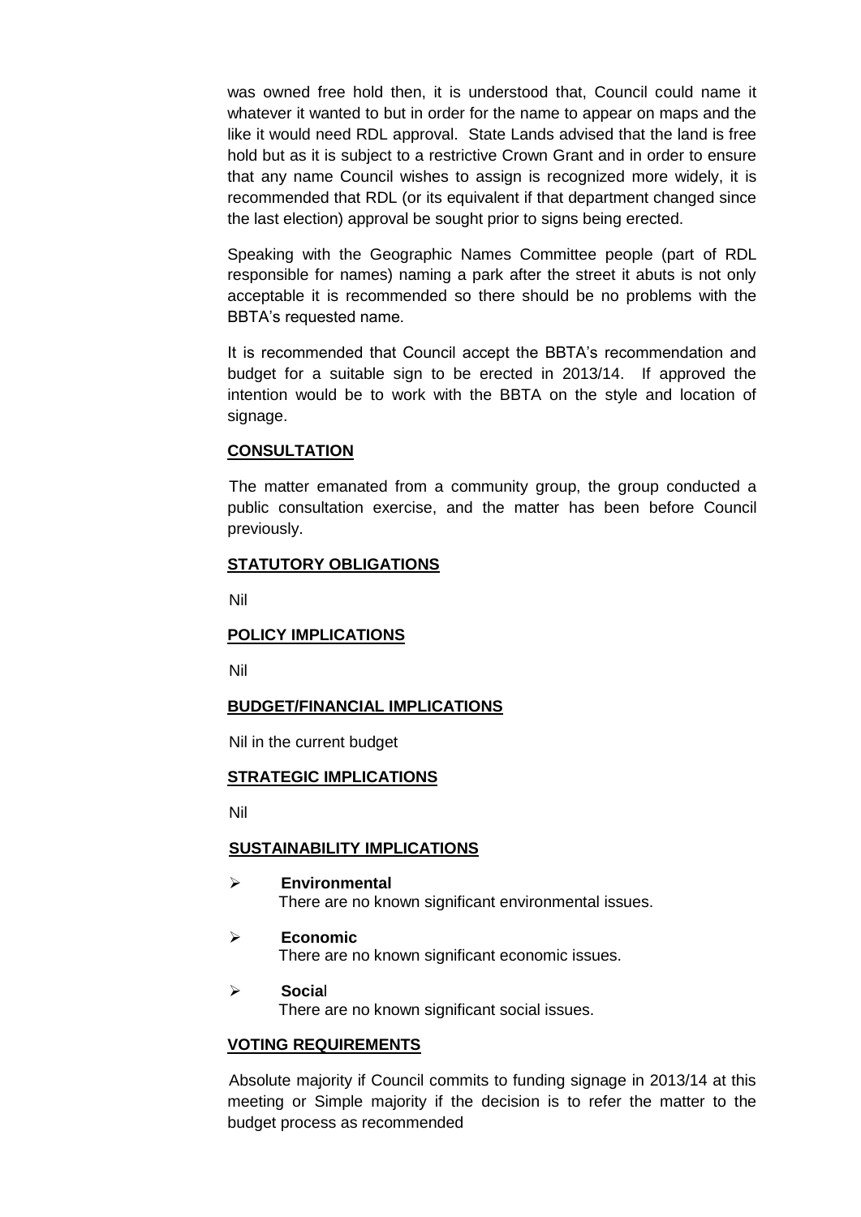was owned free hold then, it is understood that, Council could name it whatever it wanted to but in order for the name to appear on maps and the like it would need RDL approval. State Lands advised that the land is free hold but as it is subject to a restrictive Crown Grant and in order to ensure that any name Council wishes to assign is recognized more widely, it is recommended that RDL (or its equivalent if that department changed since the last election) approval be sought prior to signs being erected.

Speaking with the Geographic Names Committee people (part of RDL responsible for names) naming a park after the street it abuts is not only acceptable it is recommended so there should be no problems with the BBTA's requested name.

It is recommended that Council accept the BBTA's recommendation and budget for a suitable sign to be erected in 2013/14. If approved the intention would be to work with the BBTA on the style and location of signage.

**CONSULTATION**

The matter emanated from a community group, the group conducted a public consultation exercise, and the matter has been before Council previously.

**STATUTORY OBLIGATIONS**

Nil

**POLICY IMPLICATIONS**

Nil

**BUDGET/FINANCIAL IMPLICATIONS**

Nil in the current budget

**STRATEGIC IMPLICATIONS**

Nil

**SUSTAINABILITY IMPLICATIONS**

- **Environmental**
  There are no known significant environmental issues.
- **Economic**
  There are no known significant economic issues.
- **Social**
  There are no known significant social issues.

**VOTING REQUIREMENTS**

Absolute majority if Council commits to funding signage in 2013/14 at this meeting or Simple majority if the decision is to refer the matter to the budget process as recommended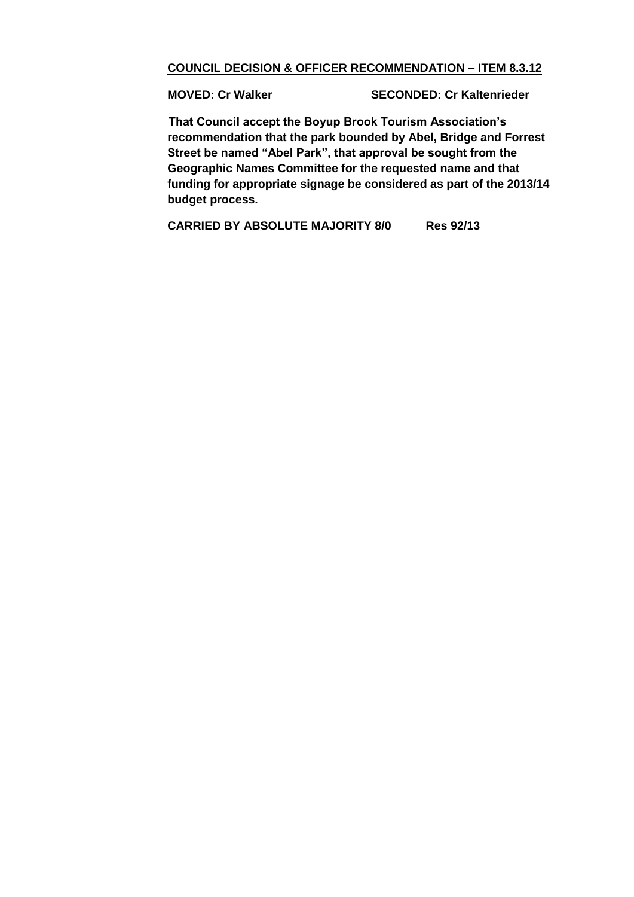**<u>COUNCIL DECISION & OFFICER RECOMMENDATION – ITEM 8.3.12</u>**

**MOVED: Cr Walker** **SECONDED: Cr Kaltenrieder**

**That Council accept the Boyup Brook Tourism Association's recommendation that the park bounded by Abel, Bridge and Forrest Street be named "Abel Park", that approval be sought from the Geographic Names Committee for the requested name and that funding for appropriate signage be considered as part of the 2013/14 budget process.**

**CARRIED BY ABSOLUTE MAJORITY 8/0** **Res 92/13**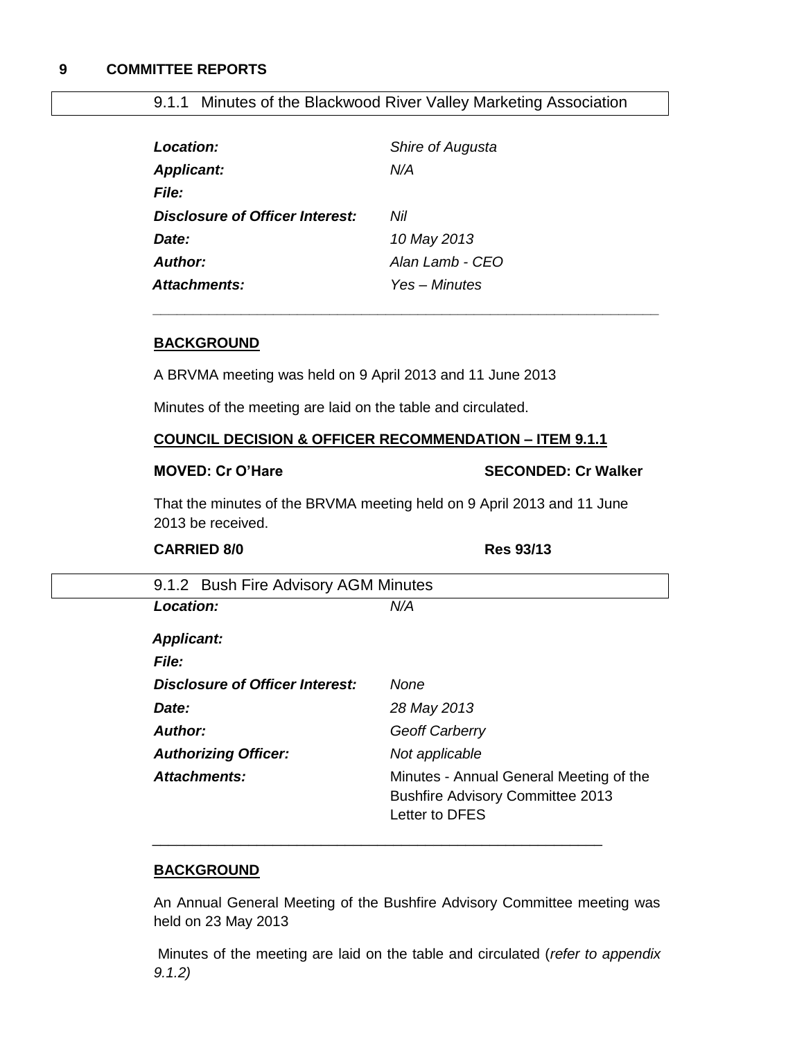# 9 COMMITTEE REPORTS

## 9.1.1 Minutes of the Blackwood River Valley Marketing Association

| | |
|---|---|
| ***Location:*** | *Shire of Augusta* |
| ***Applicant:*** | *N/A* |
| ***File:*** | |
| ***Disclosure of Officer Interest:*** | *Nil* |
| ***Date:*** | *10 May 2013* |
| ***Author:*** | *Alan Lamb - CEO* |
| ***Attachments:*** | *Yes – Minutes* |

**BACKGROUND**

A BRVMA meeting was held on 9 April 2013 and 11 June 2013

Minutes of the meeting are laid on the table and circulated.

**COUNCIL DECISION & OFFICER RECOMMENDATION – ITEM 9.1.1**

**MOVED: Cr O'Hare** **SECONDED: Cr Walker**

That the minutes of the BRVMA meeting held on 9 April 2013 and 11 June 2013 be received.

**CARRIED 8/0** **Res 93/13**

## 9.1.2 Bush Fire Advisory AGM Minutes

| | |
|---|---|
| ***Location:*** | *N/A* |
| ***Applicant:*** | |
| ***File:*** | |
| ***Disclosure of Officer Interest:*** | *None* |
| ***Date:*** | *28 May 2013* |
| ***Author:*** | *Geoff Carberry* |
| ***Authorizing Officer:*** | *Not applicable* |
| ***Attachments:*** | Minutes - Annual General Meeting of the Bushfire Advisory Committee 2013<br>Letter to DFES |

**BACKGROUND**

An Annual General Meeting of the Bushfire Advisory Committee meeting was held on 23 May 2013

Minutes of the meeting are laid on the table and circulated (*refer to appendix 9.1.2)*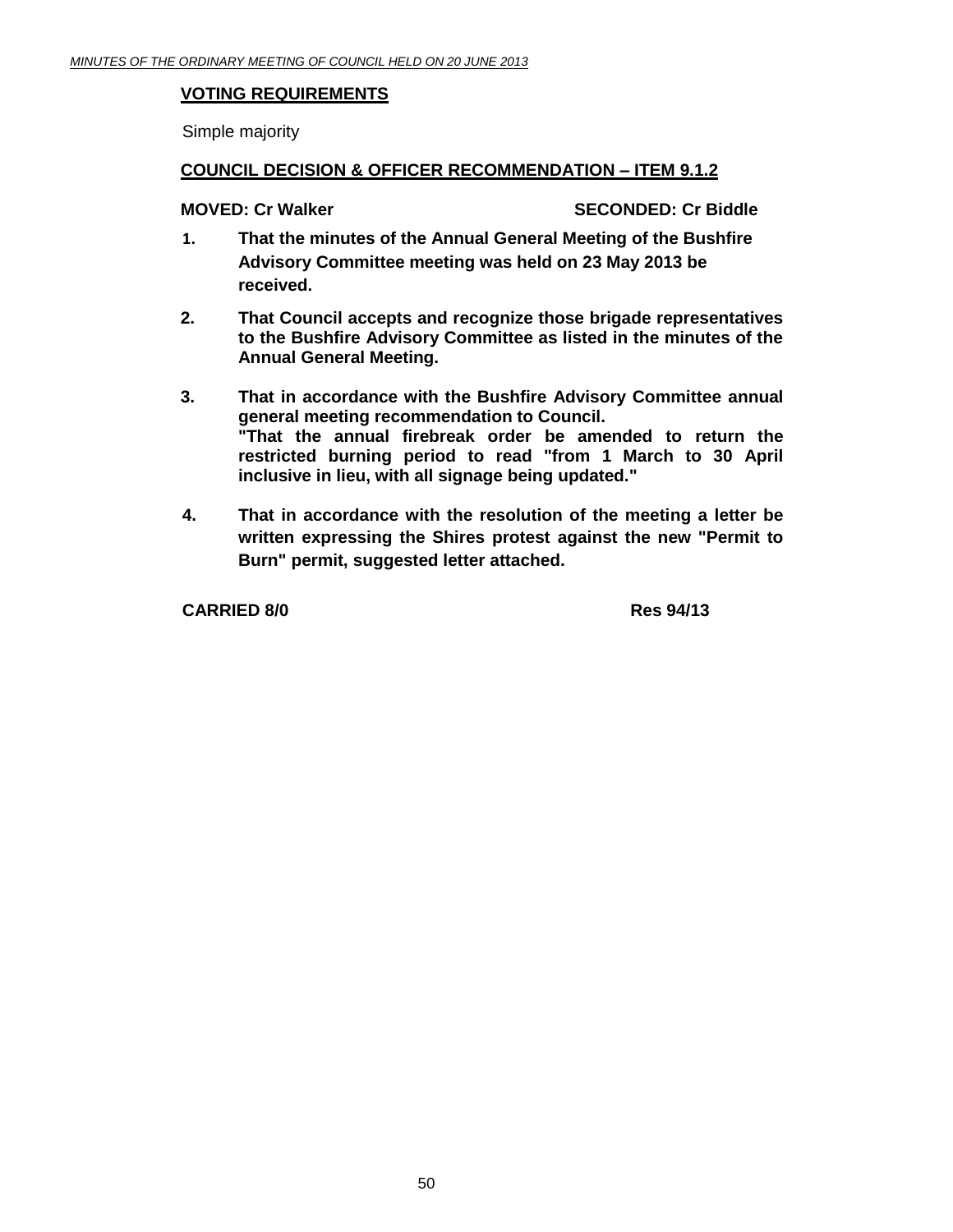**VOTING REQUIREMENTS**

Simple majority

**COUNCIL DECISION & OFFICER RECOMMENDATION – ITEM 9.1.2**

**MOVED: Cr Walker** **SECONDED: Cr Biddle**

1. **That the minutes of the Annual General Meeting of the Bushfire Advisory Committee meeting was held on 23 May 2013 be received.**

2. **That Council accepts and recognize those brigade representatives to the Bushfire Advisory Committee as listed in the minutes of the Annual General Meeting.**

3. **That in accordance with the Bushfire Advisory Committee annual general meeting recommendation to Council.**
   **"That the annual firebreak order be amended to return the restricted burning period to read "from 1 March to 30 April inclusive in lieu, with all signage being updated."**

4. **That in accordance with the resolution of the meeting a letter be written expressing the Shires protest against the new "Permit to Burn" permit, suggested letter attached.**

**CARRIED 8/0** **Res 94/13**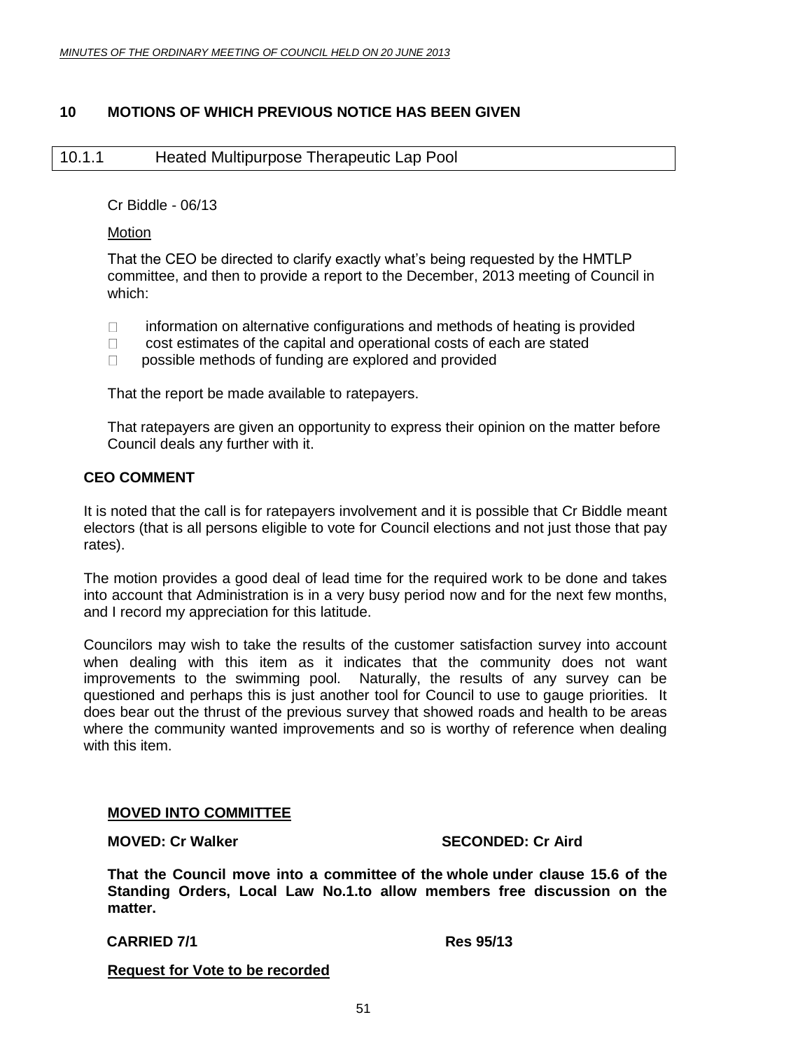## 10 MOTIONS OF WHICH PREVIOUS NOTICE HAS BEEN GIVEN

### 10.1.1 Heated Multipurpose Therapeutic Lap Pool

Cr Biddle - 06/13

Motion

That the CEO be directed to clarify exactly what's being requested by the HMTLP committee, and then to provide a report to the December, 2013 meeting of Council in which:

- information on alternative configurations and methods of heating is provided
- cost estimates of the capital and operational costs of each are stated
- possible methods of funding are explored and provided

That the report be made available to ratepayers.

That ratepayers are given an opportunity to express their opinion on the matter before Council deals any further with it.

**CEO COMMENT**

It is noted that the call is for ratepayers involvement and it is possible that Cr Biddle meant electors (that is all persons eligible to vote for Council elections and not just those that pay rates).

The motion provides a good deal of lead time for the required work to be done and takes into account that Administration is in a very busy period now and for the next few months, and I record my appreciation for this latitude.

Councilors may wish to take the results of the customer satisfaction survey into account when dealing with this item as it indicates that the community does not want improvements to the swimming pool. Naturally, the results of any survey can be questioned and perhaps this is just another tool for Council to use to gauge priorities. It does bear out the thrust of the previous survey that showed roads and health to be areas where the community wanted improvements and so is worthy of reference when dealing with this item.

**MOVED INTO COMMITTEE**

**MOVED: Cr Walker** **SECONDED: Cr Aird**

**That the Council move into a committee of the whole under clause 15.6 of the Standing Orders, Local Law No.1.to allow members free discussion on the matter.**

**CARRIED 7/1** **Res 95/13**

**Request for Vote to be recorded**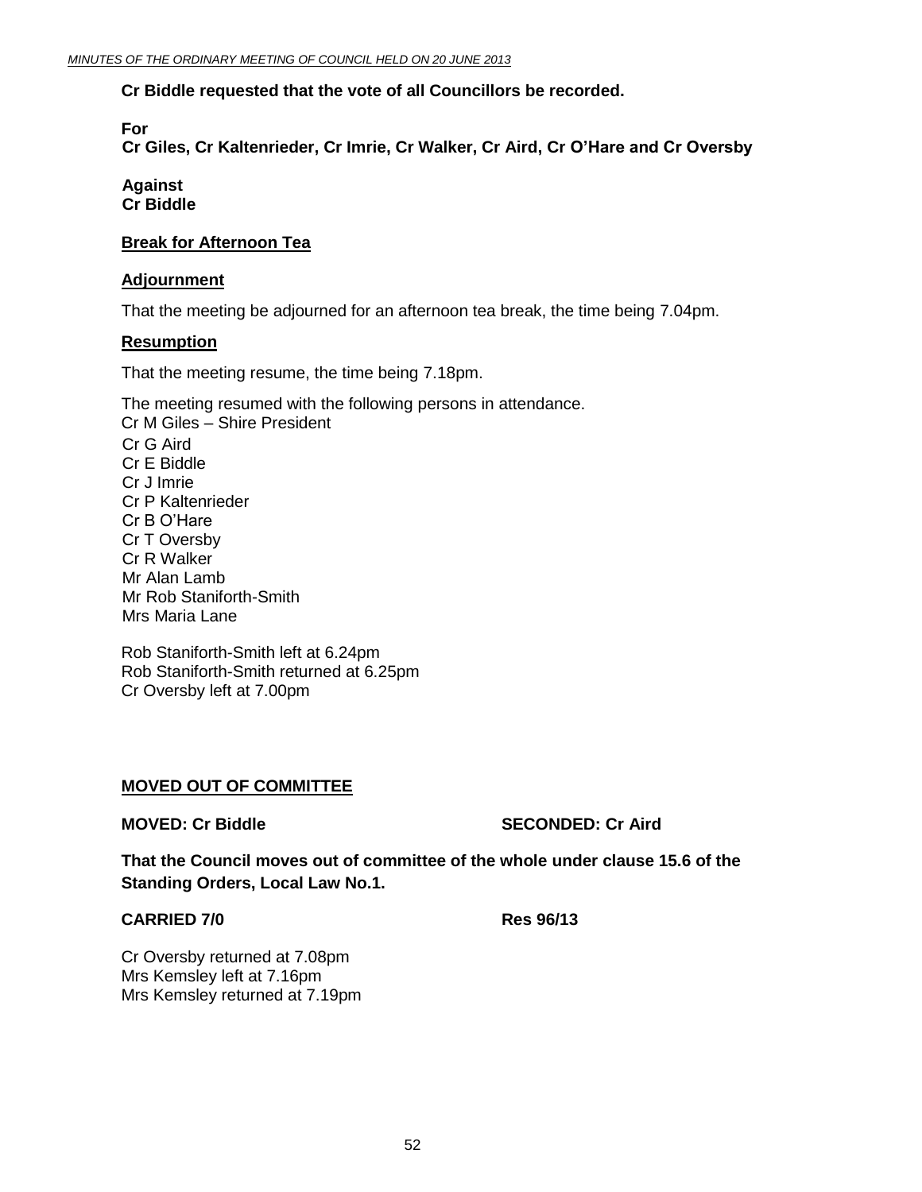**Cr Biddle requested that the vote of all Councillors be recorded.**

**For**
**Cr Giles, Cr Kaltenrieder, Cr Imrie, Cr Walker, Cr Aird, Cr O'Hare and Cr Oversby**

**Against**
**Cr Biddle**

**Break for Afternoon Tea**

**Adjournment**

That the meeting be adjourned for an afternoon tea break, the time being 7.04pm.

**Resumption**

That the meeting resume, the time being 7.18pm.

The meeting resumed with the following persons in attendance.
Cr M Giles – Shire President
Cr G Aird
Cr E Biddle
Cr J Imrie
Cr P Kaltenrieder
Cr B O'Hare
Cr T Oversby
Cr R Walker
Mr Alan Lamb
Mr Rob Staniforth-Smith
Mrs Maria Lane

Rob Staniforth-Smith left at 6.24pm
Rob Staniforth-Smith returned at 6.25pm
Cr Oversby left at 7.00pm

**MOVED OUT OF COMMITTEE**

**MOVED: Cr Biddle** **SECONDED: Cr Aird**

**That the Council moves out of committee of the whole under clause 15.6 of the Standing Orders, Local Law No.1.**

**CARRIED 7/0** **Res 96/13**

Cr Oversby returned at 7.08pm
Mrs Kemsley left at 7.16pm
Mrs Kemsley returned at 7.19pm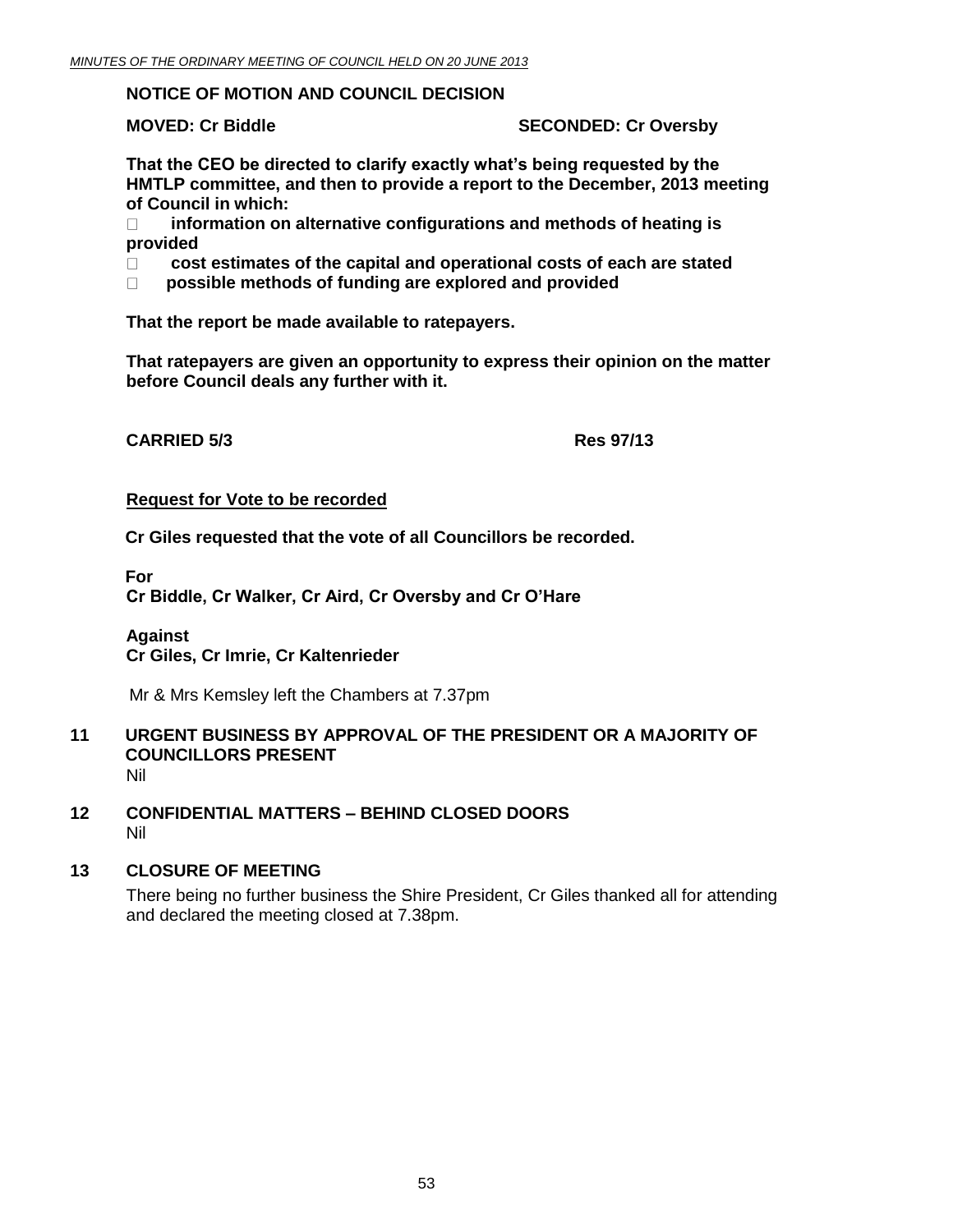**NOTICE OF MOTION AND COUNCIL DECISION**

**MOVED: Cr Biddle** **SECONDED: Cr Oversby**

**That the CEO be directed to clarify exactly what's being requested by the HMTLP committee, and then to provide a report to the December, 2013 meeting of Council in which:**

- **information on alternative configurations and methods of heating is provided**
- **cost estimates of the capital and operational costs of each are stated**
- **possible methods of funding are explored and provided**

**That the report be made available to ratepayers.**

**That ratepayers are given an opportunity to express their opinion on the matter before Council deals any further with it.**

**CARRIED 5/3** **Res 97/13**

**Request for Vote to be recorded**

**Cr Giles requested that the vote of all Councillors be recorded.**

**For**
**Cr Biddle, Cr Walker, Cr Aird, Cr Oversby and Cr O'Hare**

**Against**
**Cr Giles, Cr Imrie, Cr Kaltenrieder**

Mr & Mrs Kemsley left the Chambers at 7.37pm

## 11 URGENT BUSINESS BY APPROVAL OF THE PRESIDENT OR A MAJORITY OF COUNCILLORS PRESENT

Nil

## 12 CONFIDENTIAL MATTERS – BEHIND CLOSED DOORS

Nil

## 13 CLOSURE OF MEETING

There being no further business the Shire President, Cr Giles thanked all for attending and declared the meeting closed at 7.38pm.